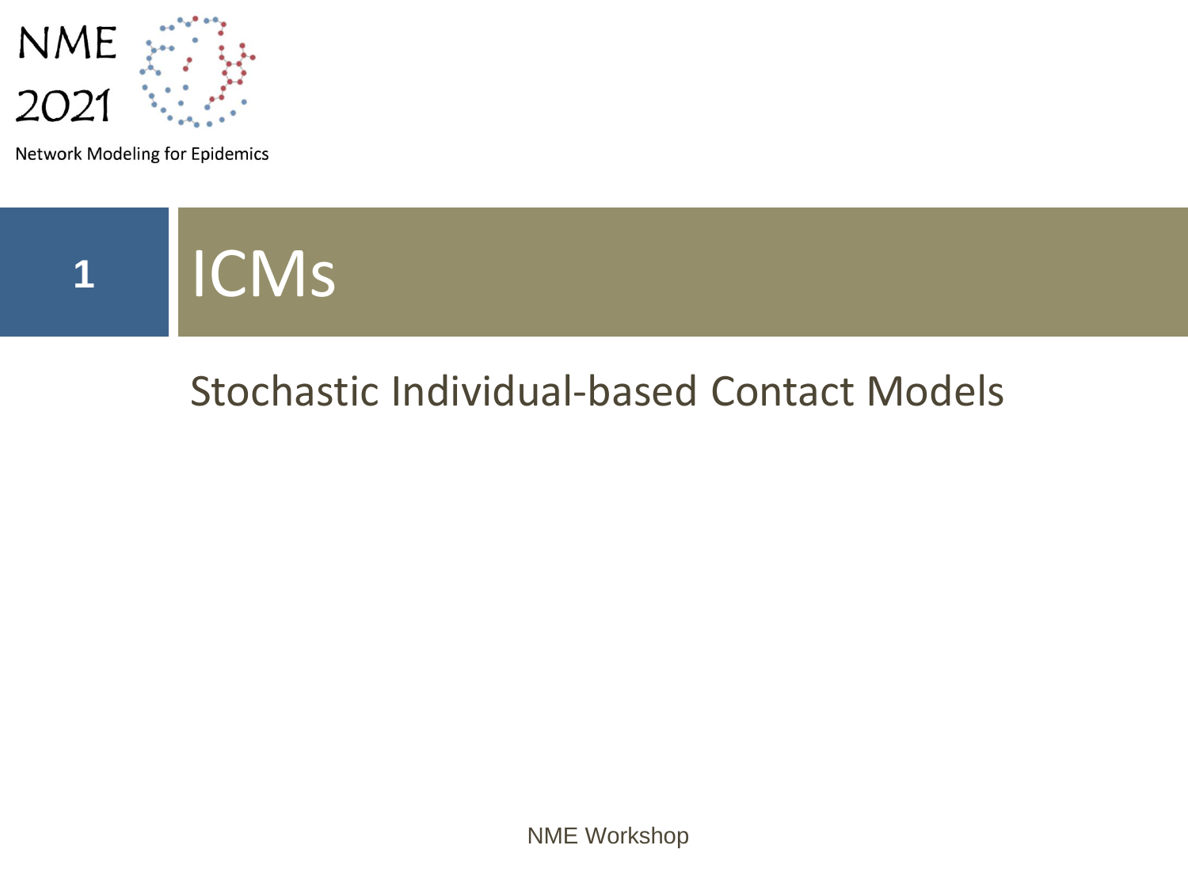NME 2021

Network Modeling for Epidemics

# 1 ICMs

## Stochastic Individual-based Contact Models

NME Workshop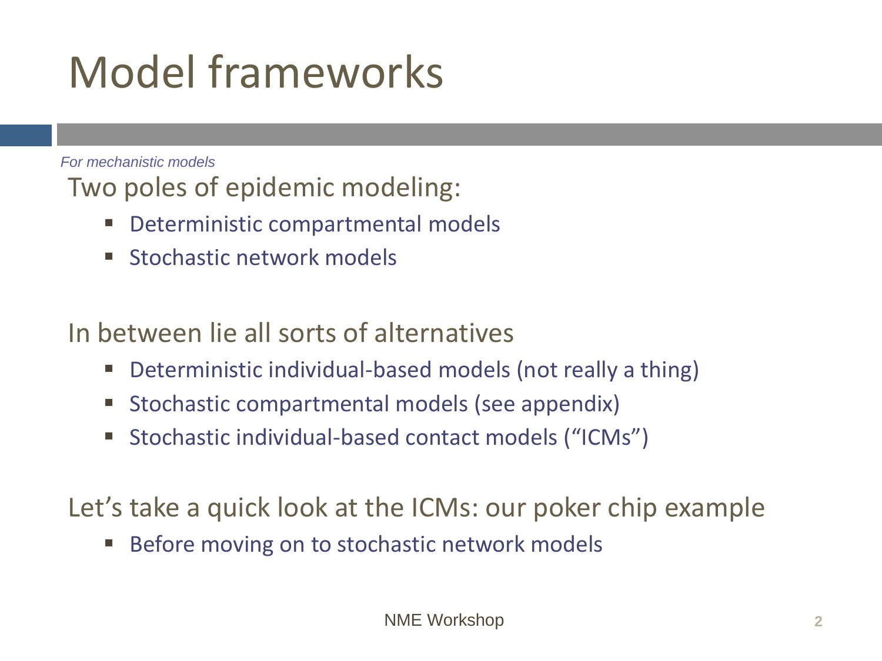# Model frameworks

*For mechanistic models*

Two poles of epidemic modeling:

- Deterministic compartmental models
- Stochastic network models

In between lie all sorts of alternatives

- Deterministic individual-based models (not really a thing)
- Stochastic compartmental models (see appendix)
- Stochastic individual-based contact models ("ICMs")

Let's take a quick look at the ICMs: our poker chip example

- Before moving on to stochastic network models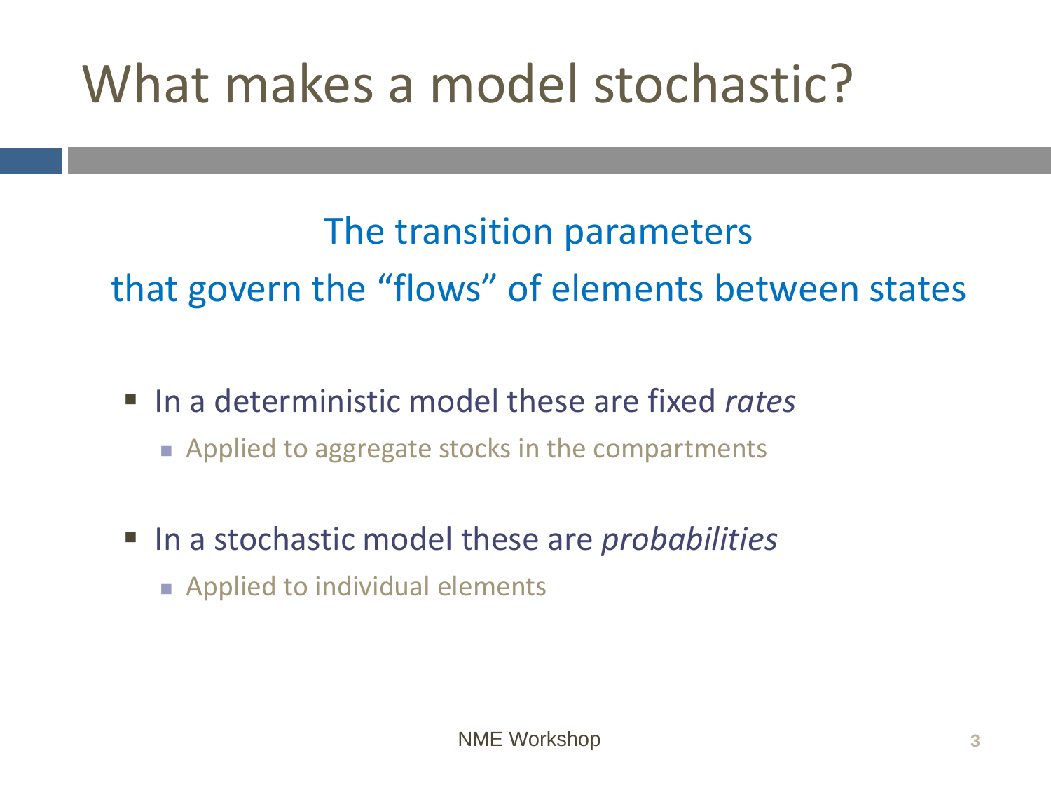# What makes a model stochastic?

The transition parameters
that govern the "flows" of elements between states

- In a deterministic model these are fixed *rates*
  - Applied to aggregate stocks in the compartments
- In a stochastic model these are *probabilities*
  - Applied to individual elements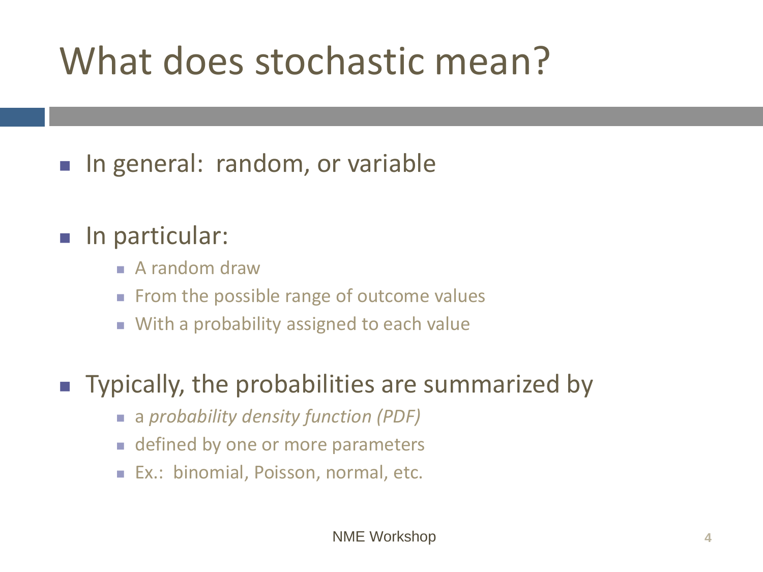# What does stochastic mean?

- In general: random, or variable

- In particular:
  - A random draw
  - From the possible range of outcome values
  - With a probability assigned to each value

- Typically, the probabilities are summarized by
  - a *probability density function (PDF)*
  - defined by one or more parameters
  - Ex.: binomial, Poisson, normal, etc.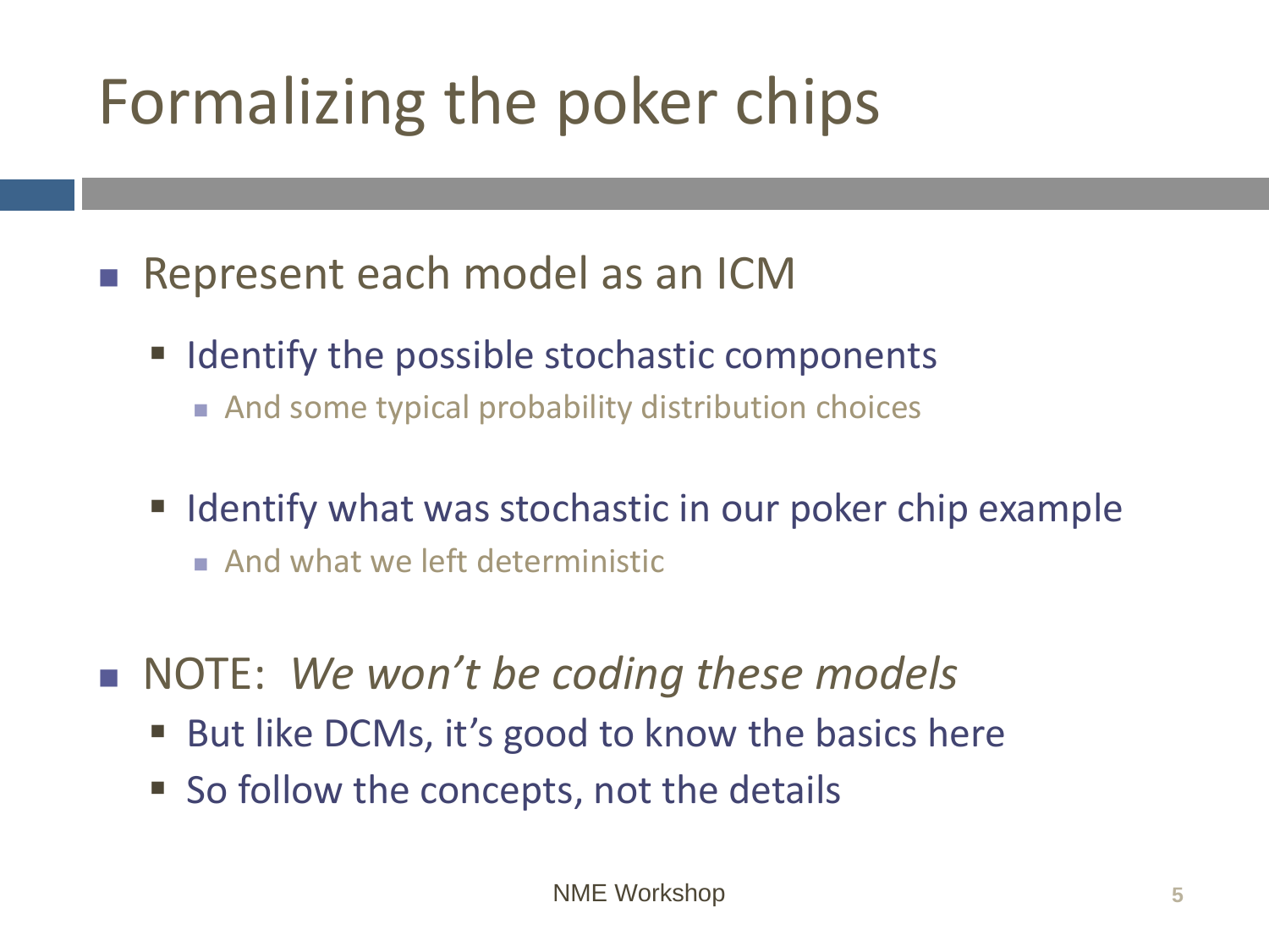# Formalizing the poker chips

- Represent each model as an ICM
  - Identify the possible stochastic components
    - And some typical probability distribution choices
  - Identify what was stochastic in our poker chip example
    - And what we left deterministic
- NOTE: *We won't be coding these models*
  - But like DCMs, it's good to know the basics here
  - So follow the concepts, not the details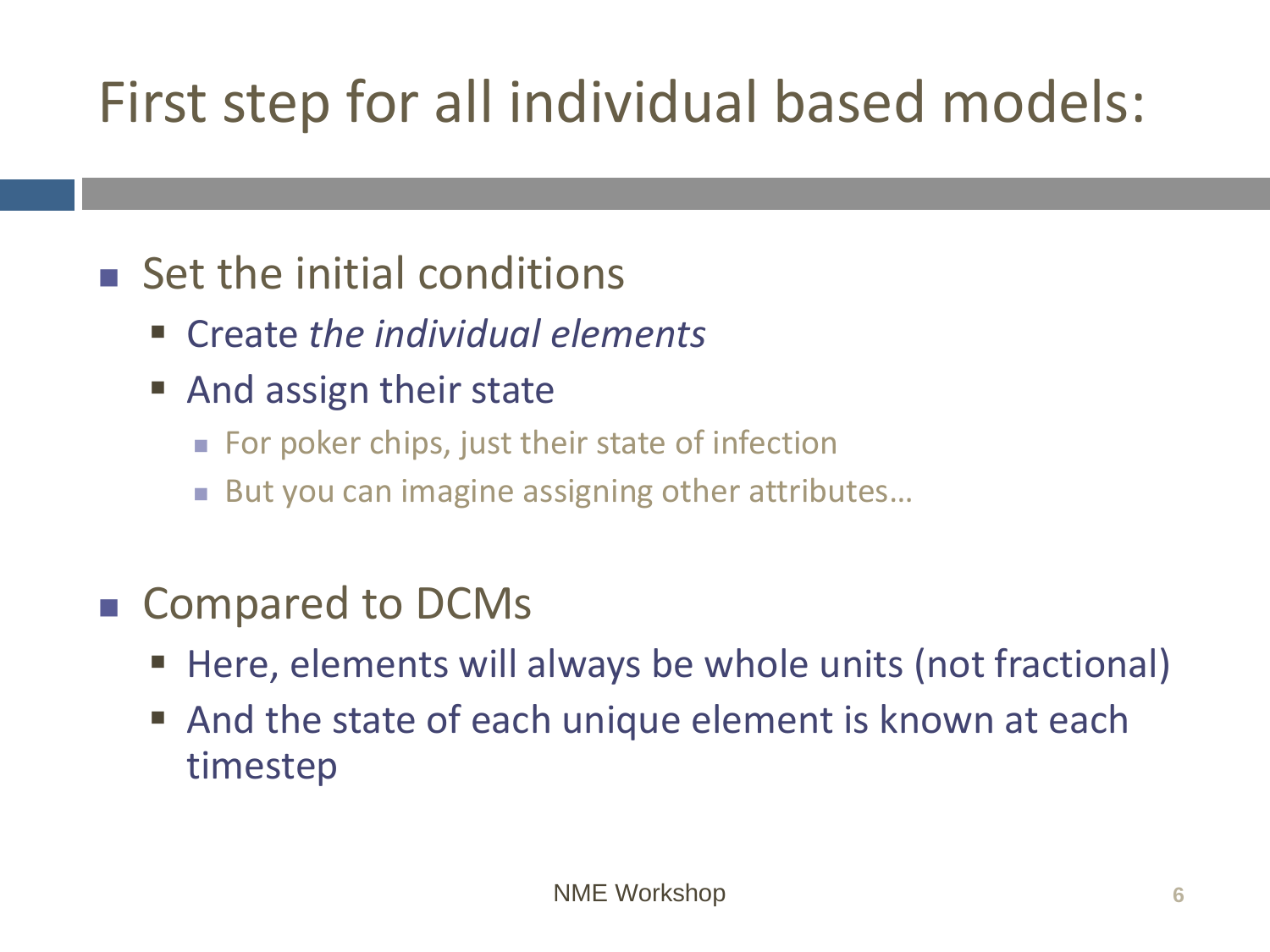# First step for all individual based models:

- Set the initial conditions
  - Create *the individual elements*
  - And assign their state
    - For poker chips, just their state of infection
    - But you can imagine assigning other attributes…
- Compared to DCMs
  - Here, elements will always be whole units (not fractional)
  - And the state of each unique element is known at each timestep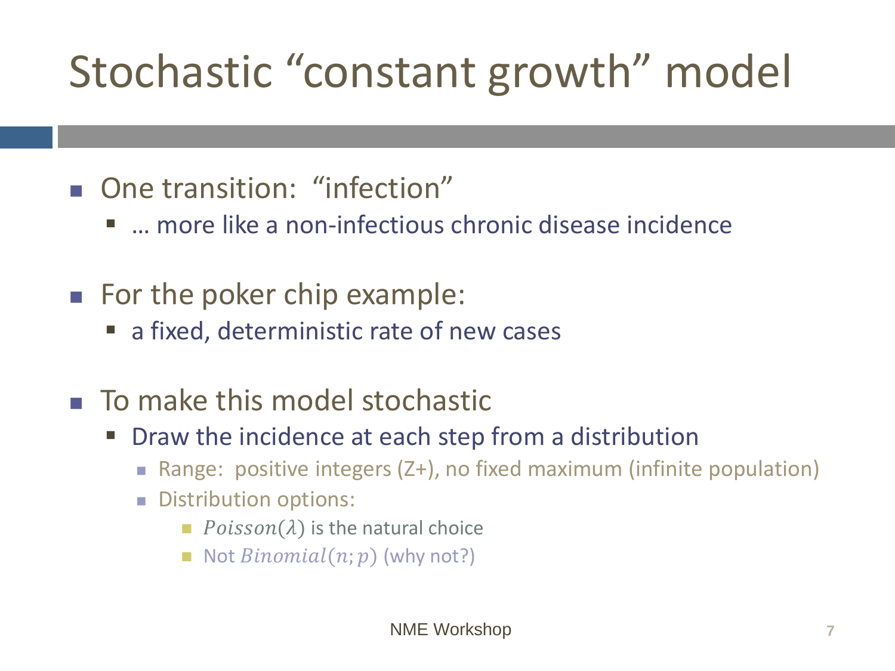# Stochastic "constant growth" model

- One transition: "infection"
  - … more like a non-infectious chronic disease incidence
- For the poker chip example:
  - a fixed, deterministic rate of new cases
- To make this model stochastic
  - Draw the incidence at each step from a distribution
    - Range: positive integers (Z+), no fixed maximum (infinite population)
    - Distribution options:
      - $Poisson(\lambda)$ is the natural choice
      - Not $Binomial(n; p)$ (why not?)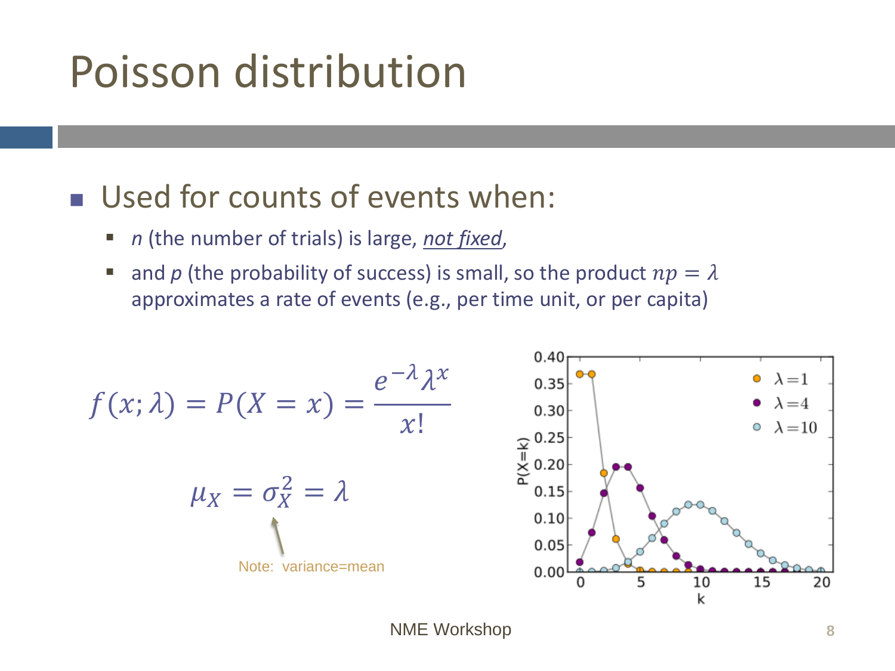# Poisson distribution

- Used for counts of events when:
  - *n* (the number of trials) is large, *not fixed*,
  - and *p* (the probability of success) is small, so the product $np = \lambda$ approximates a rate of events (e.g., per time unit, or per capita)

$$f(x; \lambda) = P(X = x) = \frac{e^{-\lambda} \lambda^x}{x!}$$

$$\mu_X = \sigma_X^2 = \lambda$$

Note: variance=mean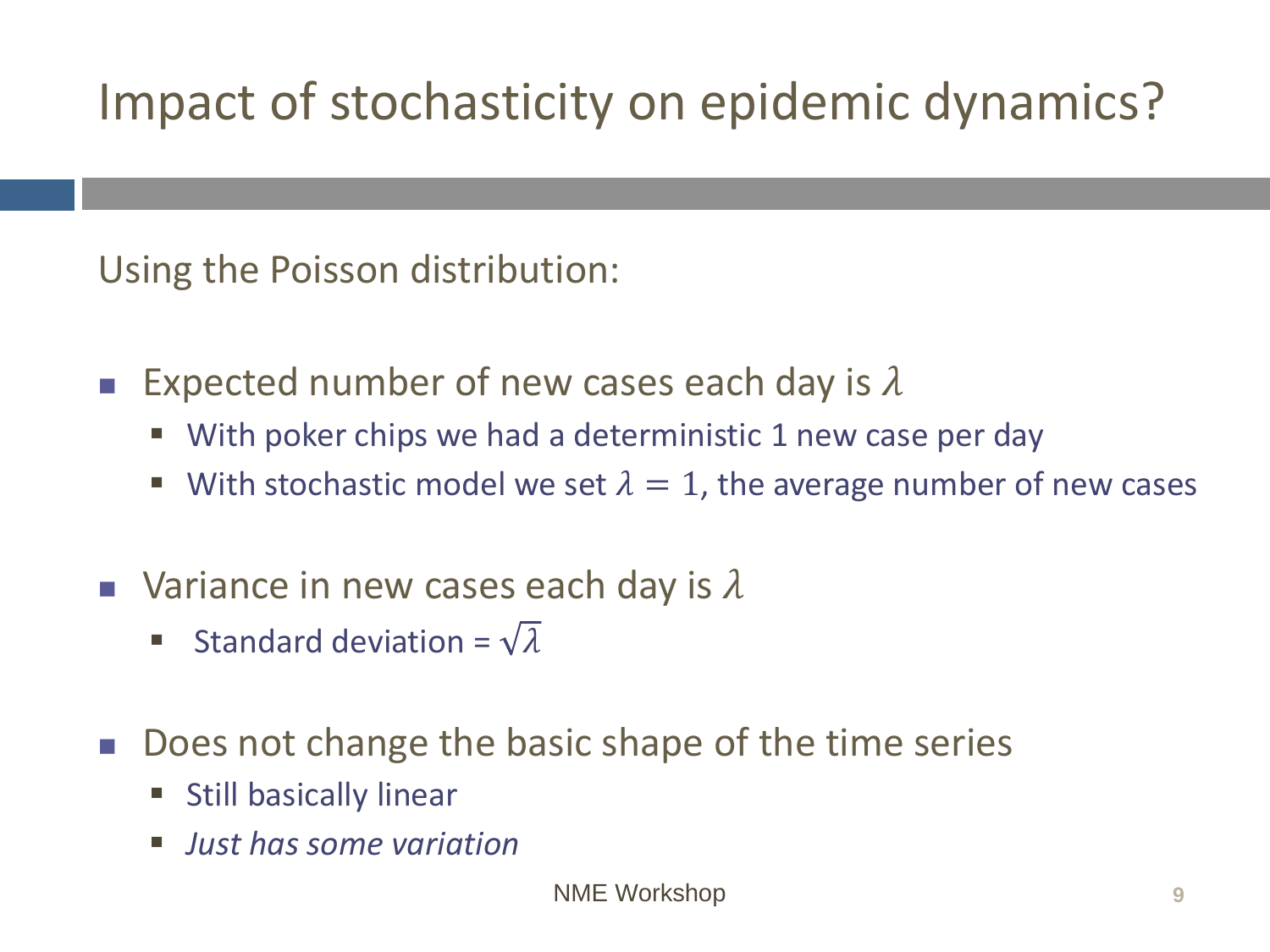# Impact of stochasticity on epidemic dynamics?

Using the Poisson distribution:

- Expected number of new cases each day is $\lambda$
  - With poker chips we had a deterministic 1 new case per day
  - With stochastic model we set $\lambda = 1$, the average number of new cases
- Variance in new cases each day is $\lambda$
  - Standard deviation = $\sqrt{\lambda}$
- Does not change the basic shape of the time series
  - Still basically linear
  - *Just has some variation*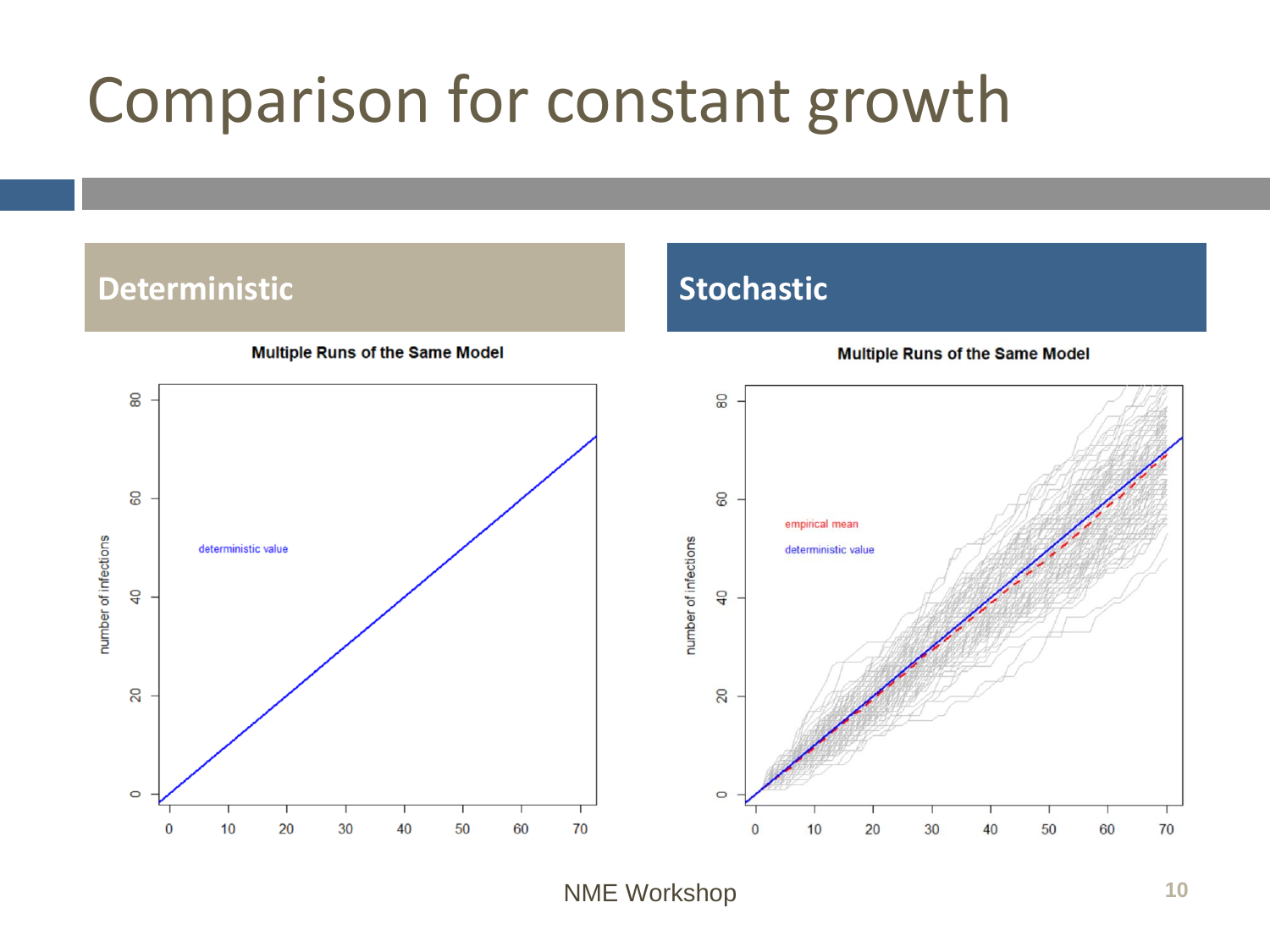# Comparison for constant growth

## Deterministic

**Multiple Runs of the Same Model**

## Stochastic

**Multiple Runs of the Same Model**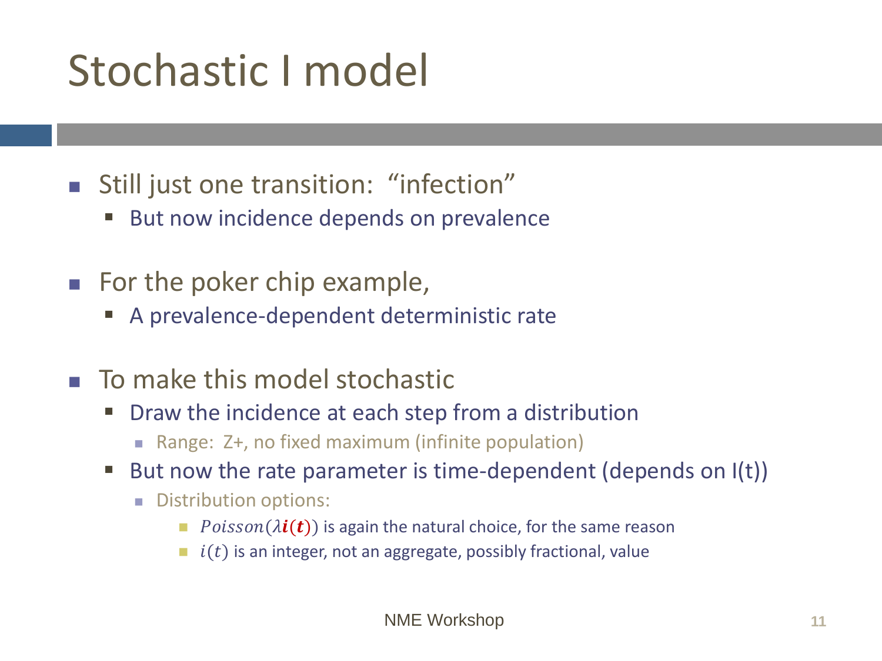# Stochastic I model

- Still just one transition: "infection"
  - But now incidence depends on prevalence
- For the poker chip example,
  - A prevalence-dependent deterministic rate
- To make this model stochastic
  - Draw the incidence at each step from a distribution
    - Range: Z+, no fixed maximum (infinite population)
  - But now the rate parameter is time-dependent (depends on I(t))
    - Distribution options:
      - $Poisson(\lambda \boldsymbol{i}(\boldsymbol{t}))$ is again the natural choice, for the same reason
      - $i(t)$ is an integer, not an aggregate, possibly fractional, value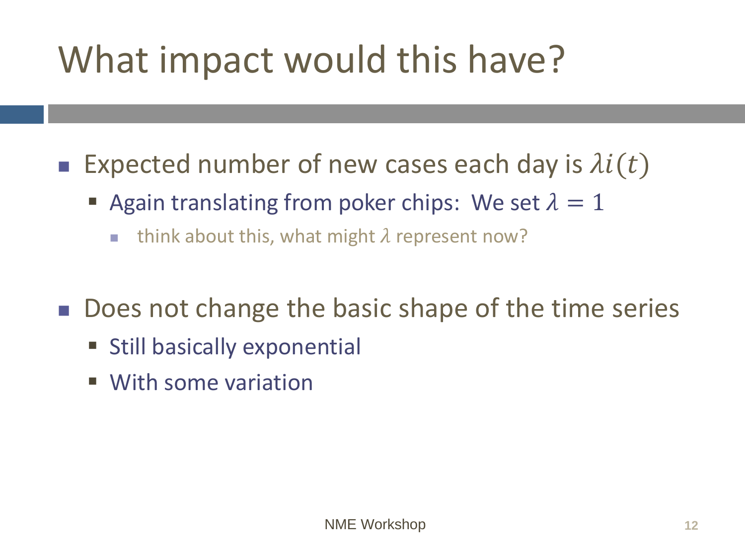# What impact would this have?

- Expected number of new cases each day is $\lambda i(t)$
  - Again translating from poker chips: We set $\lambda = 1$
    - think about this, what might $\lambda$ represent now?

- Does not change the basic shape of the time series
  - Still basically exponential
  - With some variation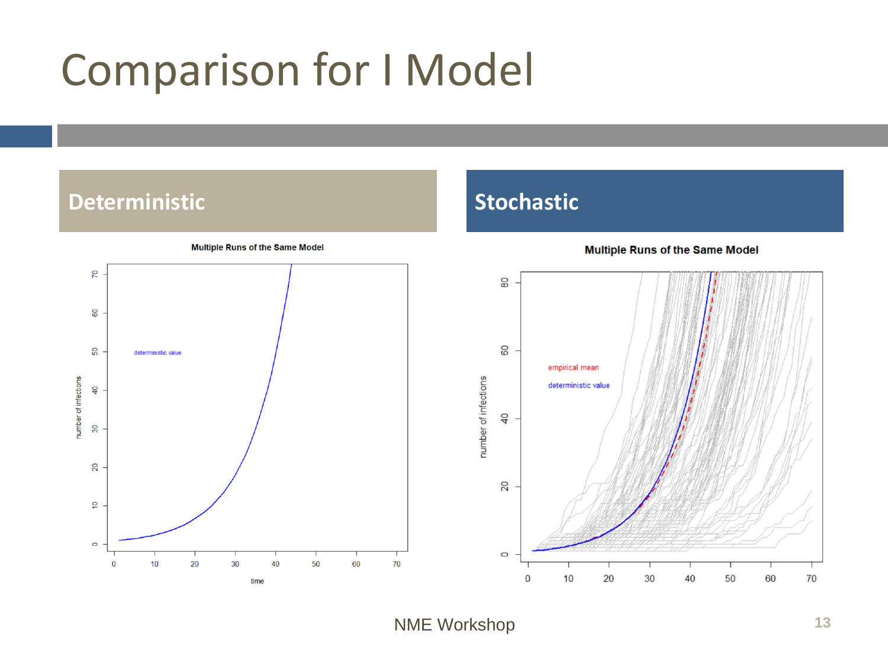# Comparison for I Model

## Deterministic

**Multiple Runs of the Same Model**

## Stochastic

**Multiple Runs of the Same Model**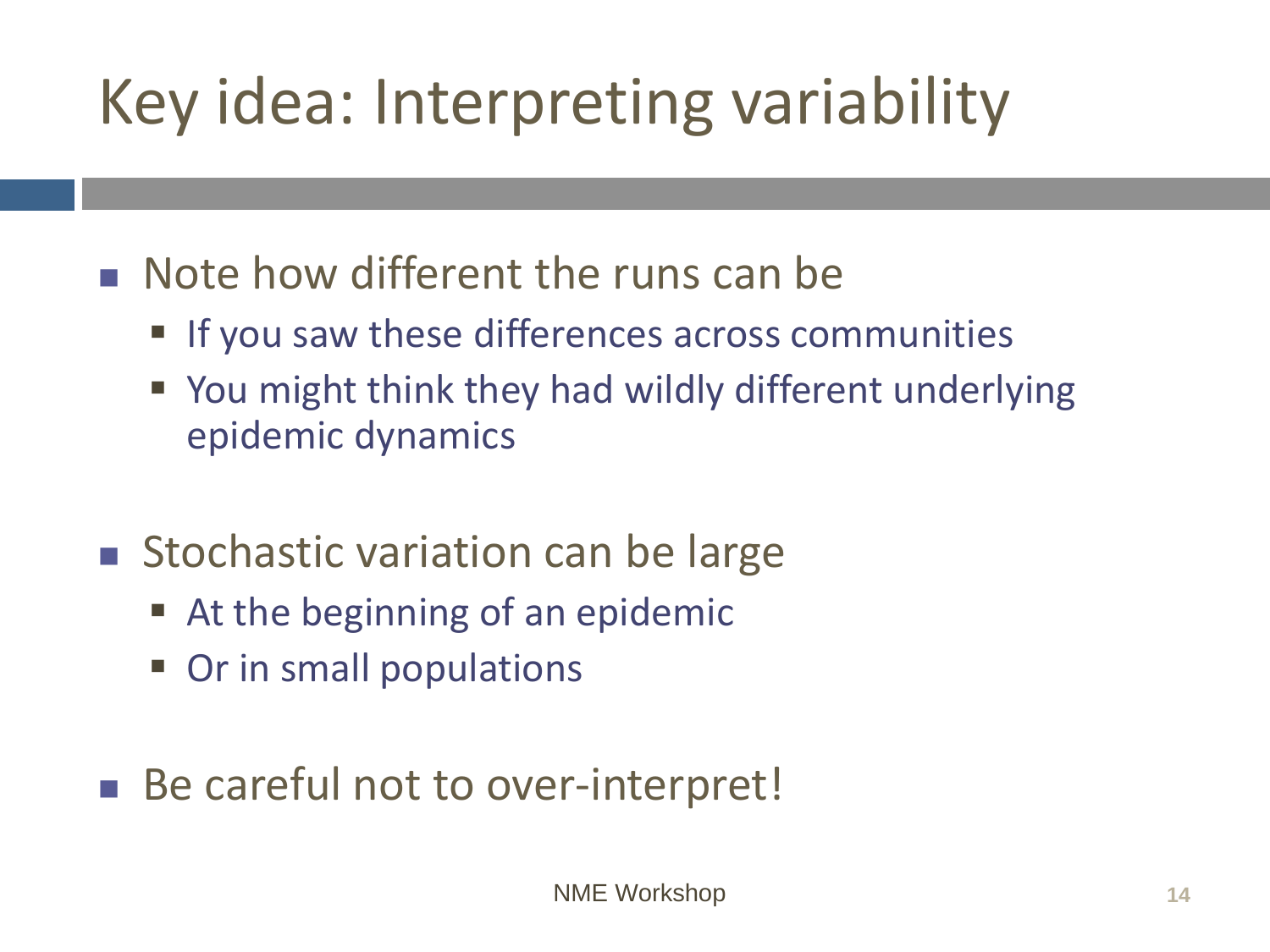# Key idea: Interpreting variability

- Note how different the runs can be
  - If you saw these differences across communities
  - You might think they had wildly different underlying epidemic dynamics
- Stochastic variation can be large
  - At the beginning of an epidemic
  - Or in small populations
- Be careful not to over-interpret!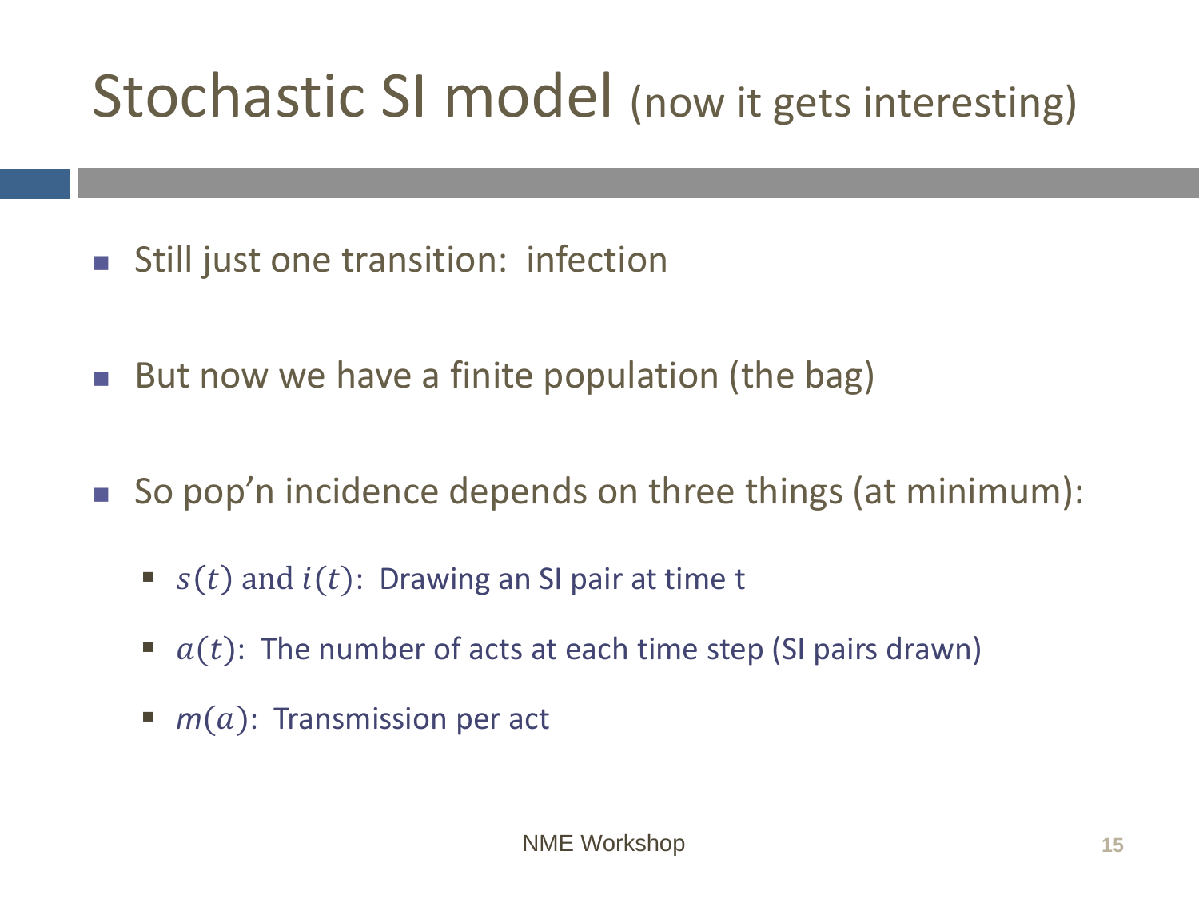# Stochastic SI model (now it gets interesting)

- Still just one transition: infection

- But now we have a finite population (the bag)

- So pop'n incidence depends on three things (at minimum):

  - $s(t)$ and $i(t)$: Drawing an SI pair at time t
  - $a(t)$: The number of acts at each time step (SI pairs drawn)
  - $m(a)$: Transmission per act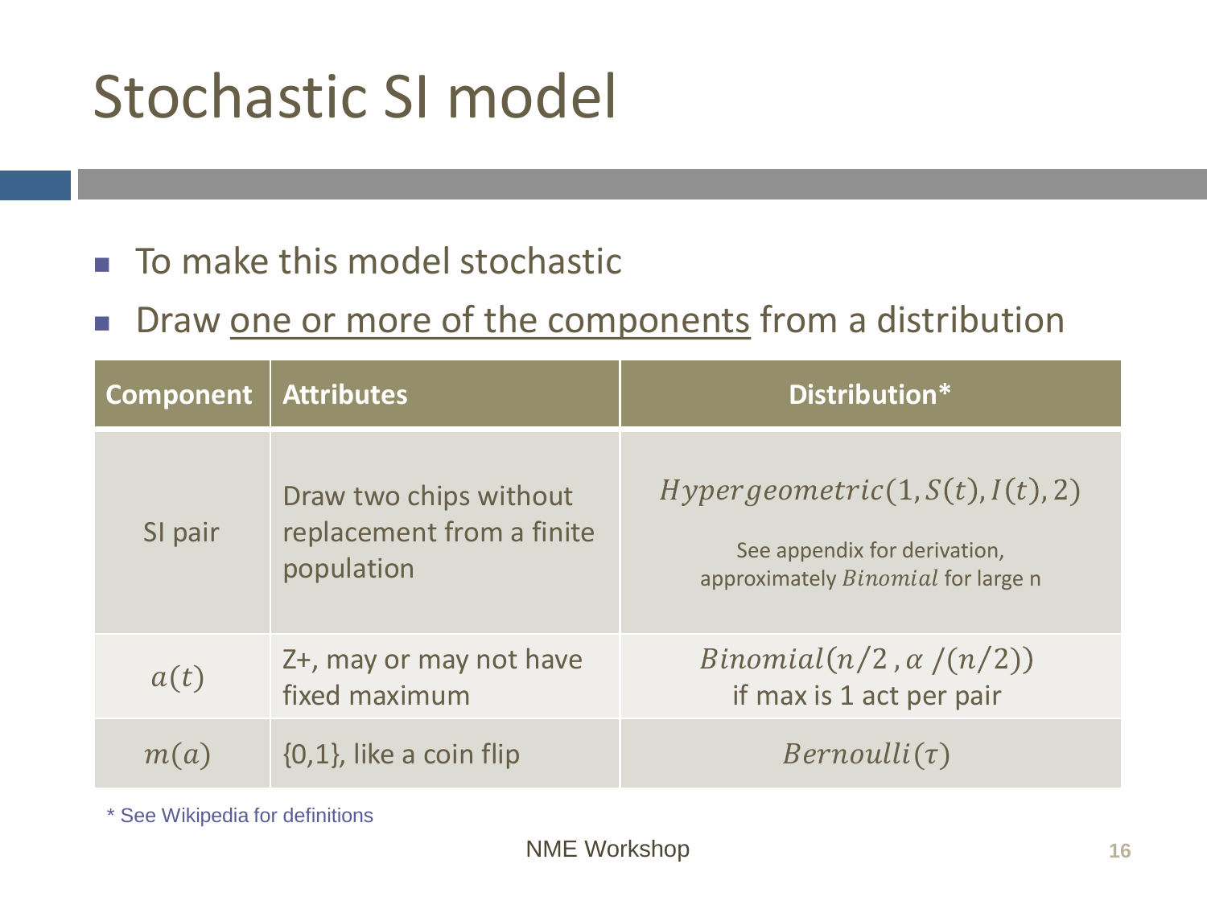# Stochastic SI model

- To make this model stochastic
- Draw <u>one or more of the components</u> from a distribution

| Component | Attributes | Distribution* |
|---|---|---|
| SI pair | Draw two chips without replacement from a finite population | $Hypergeometric(1, S(t), I(t), 2)$<br>See appendix for derivation, approximately $Binomial$ for large n |
| $a(t)$ | Z+, may or may not have fixed maximum | $Binomial(n/2\,, \alpha\,/(n/2))$<br>if max is 1 act per pair |
| $m(a)$ | {0,1}, like a coin flip | $Bernoulli(\tau)$ |

\* See Wikipedia for definitions

NME Workshop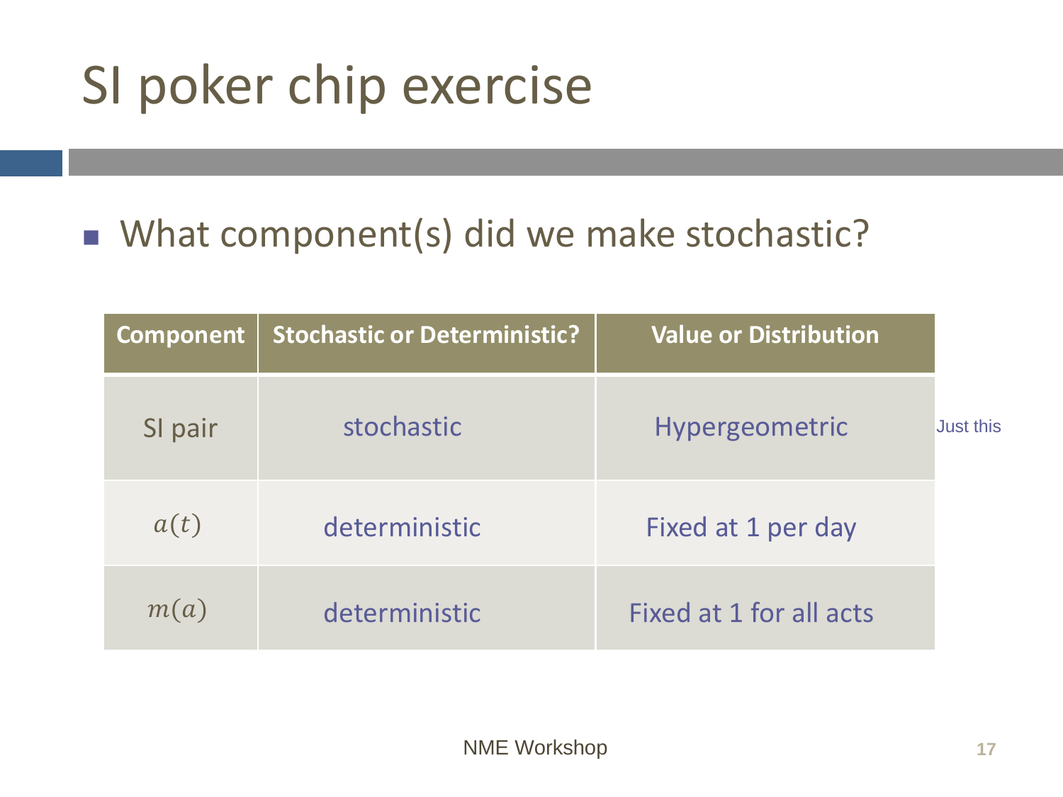# SI poker chip exercise

- What component(s) did we make stochastic?

| Component | Stochastic or Deterministic? | Value or Distribution |
| --- | --- | --- |
| SI pair | stochastic | Hypergeometric |
| $a(t)$ | deterministic | Fixed at 1 per day |
| $m(a)$ | deterministic | Fixed at 1 for all acts |

Just this

NME Workshop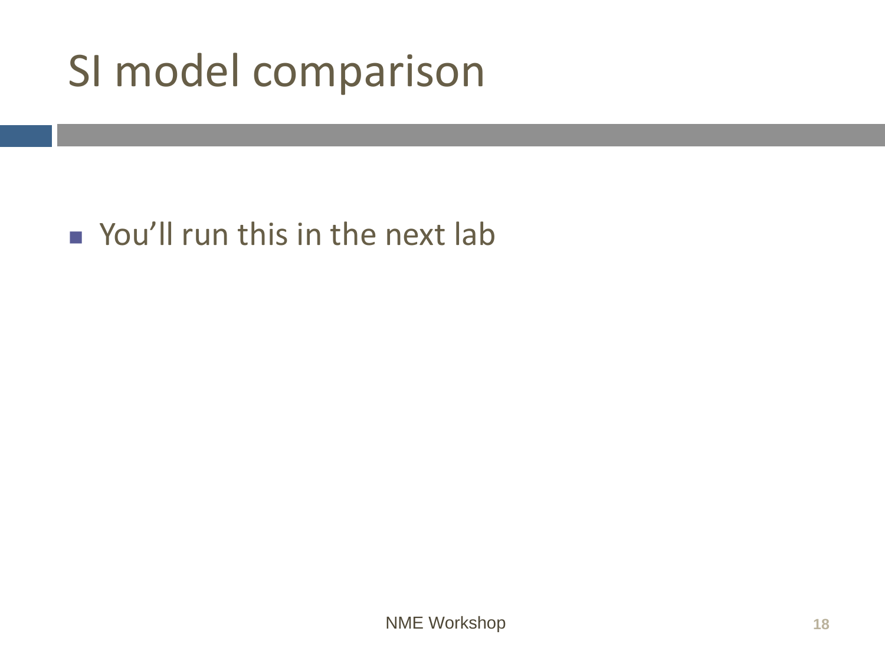# SI model comparison

- You'll run this in the next lab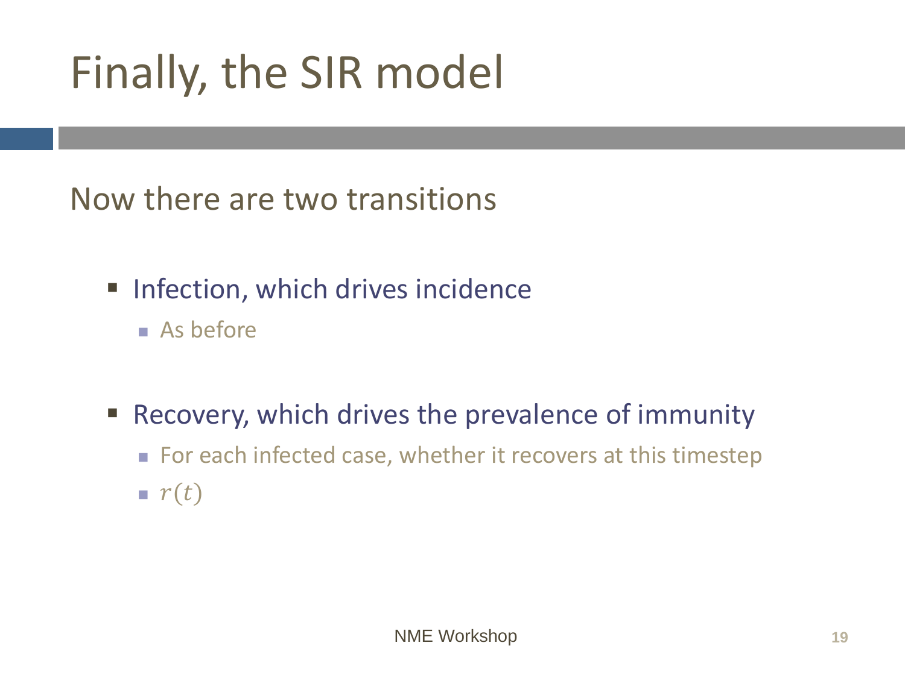# Finally, the SIR model

Now there are two transitions

- Infection, which drives incidence
  - As before
- Recovery, which drives the prevalence of immunity
  - For each infected case, whether it recovers at this timestep
  - $r(t)$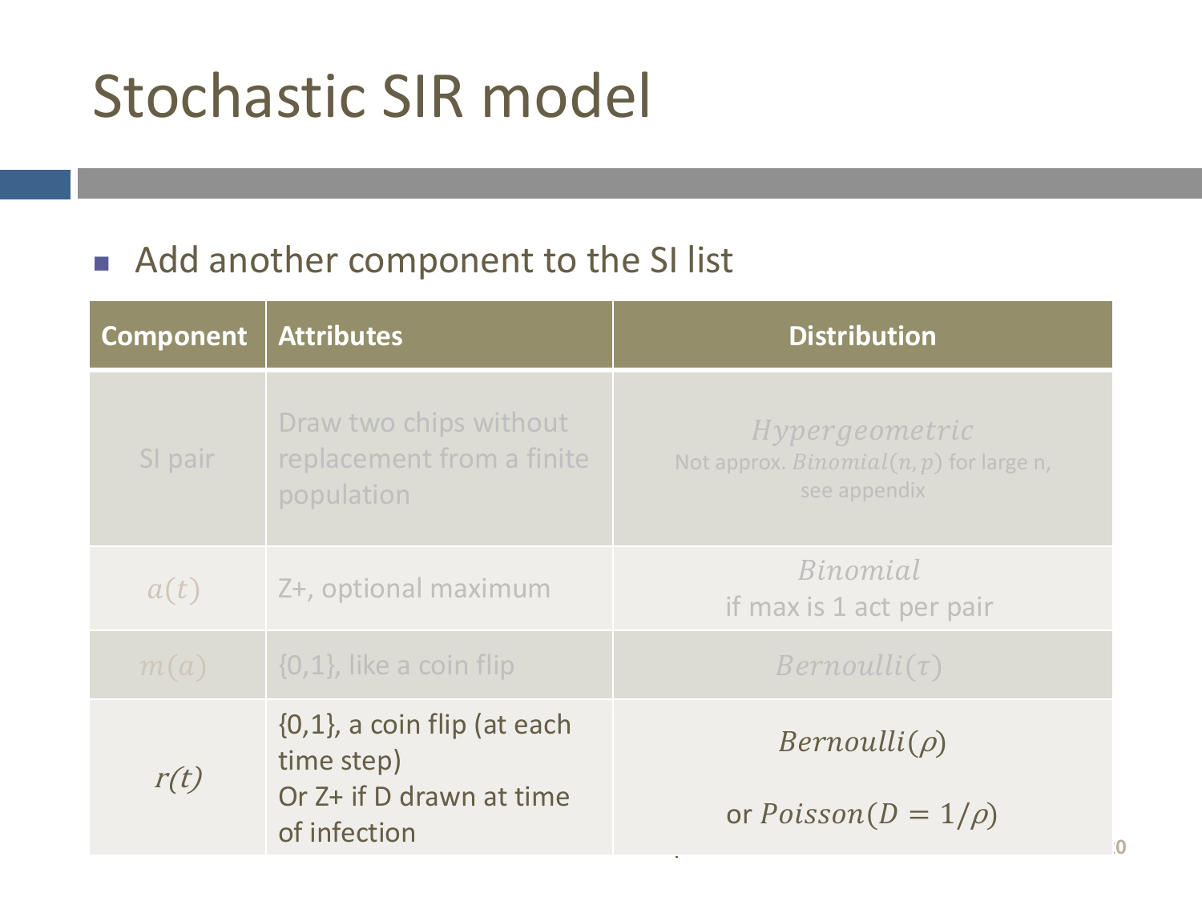# Stochastic SIR model

- Add another component to the SI list

| Component | Attributes | Distribution |
|---|---|---|
| SI pair | Draw two chips without replacement from a finite population | $Hypergeometric$<br>Not approx. $Binomial(n, p)$ for large n, see appendix |
| $a(t)$ | Z+, optional maximum | $Binomial$<br>if max is 1 act per pair |
| $m(a)$ | {0,1}, like a coin flip | $Bernoulli(\tau)$ |
| $r(t)$ | {0,1}, a coin flip (at each time step)<br>Or Z+ if D drawn at time of infection | $Bernoulli(\rho)$<br><br>or $Poisson(D = 1/\rho)$ |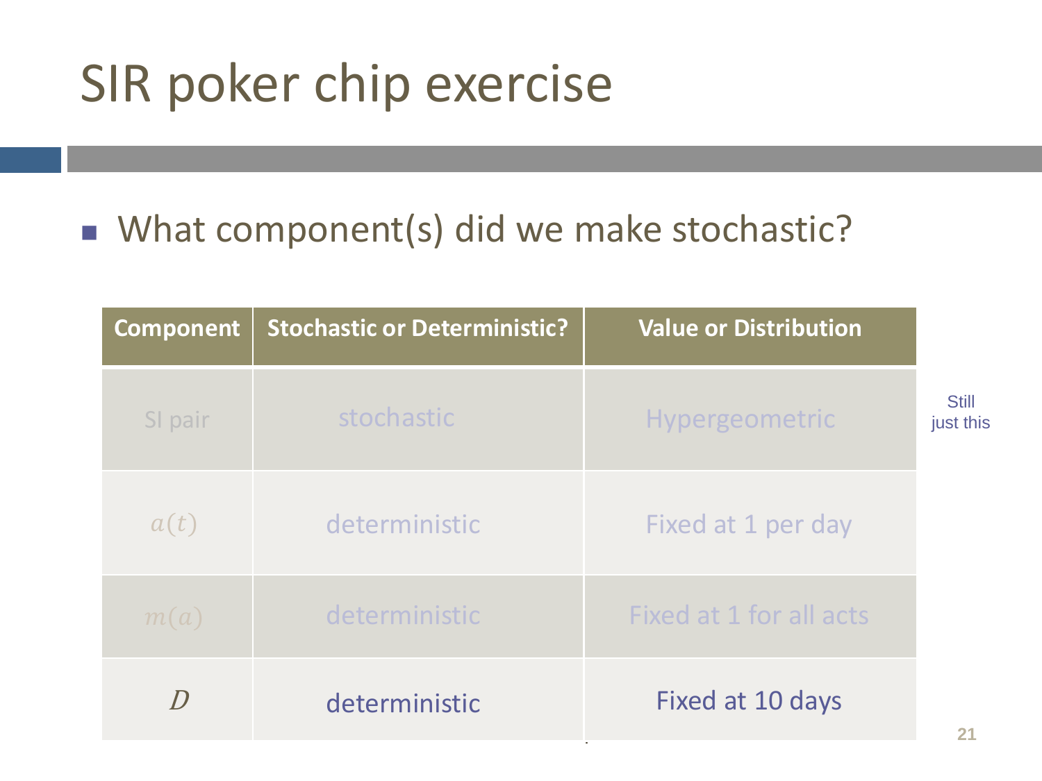# SIR poker chip exercise

- What component(s) did we make stochastic?

| Component | Stochastic or Deterministic? | Value or Distribution |
|---|---|---|
| SI pair | stochastic | Hypergeometric |
| $a(t)$ | deterministic | Fixed at 1 per day |
| $m(a)$ | deterministic | Fixed at 1 for all acts |
| $D$ | deterministic | Fixed at 10 days |

Still just this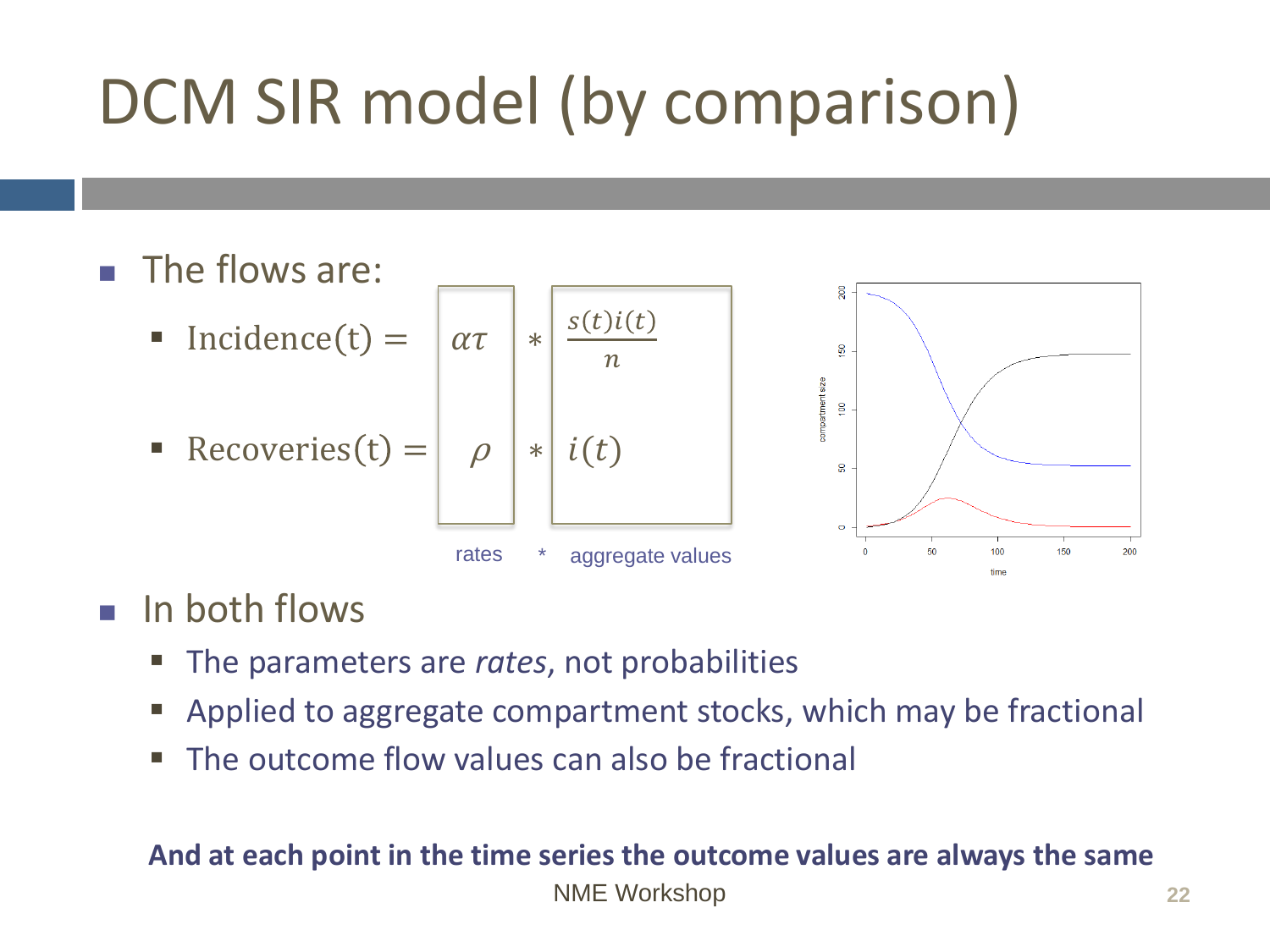# DCM SIR model (by comparison)

- The flows are:
  - $\text{Incidence(t)} = \alpha\tau * \frac{s(t)i(t)}{n}$
  - $\text{Recoveries(t)} = \rho * i(t)$

rates * aggregate values

- In both flows
  - The parameters are *rates*, not probabilities
  - Applied to aggregate compartment stocks, which may be fractional
  - The outcome flow values can also be fractional

**And at each point in the time series the outcome values are always the same**

NME Workshop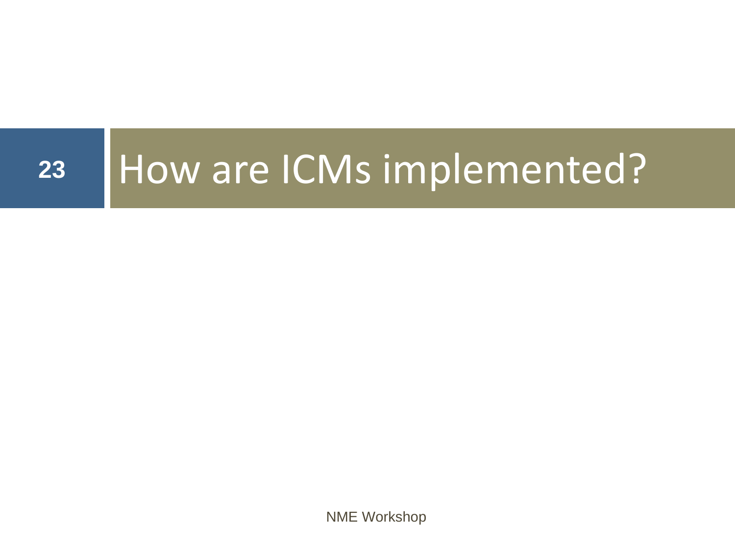# How are ICMs implemented?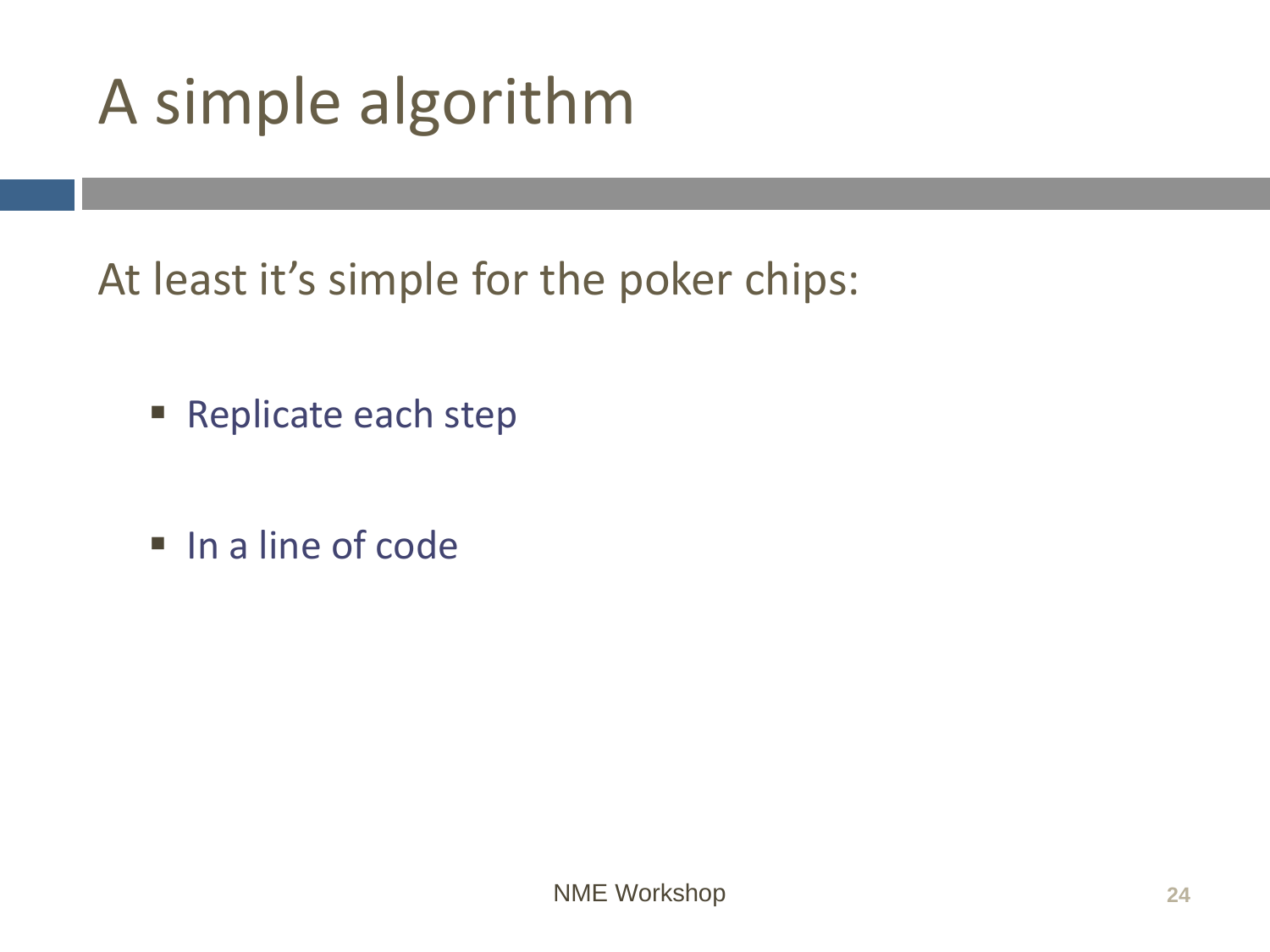# A simple algorithm

At least it's simple for the poker chips:

- Replicate each step

- In a line of code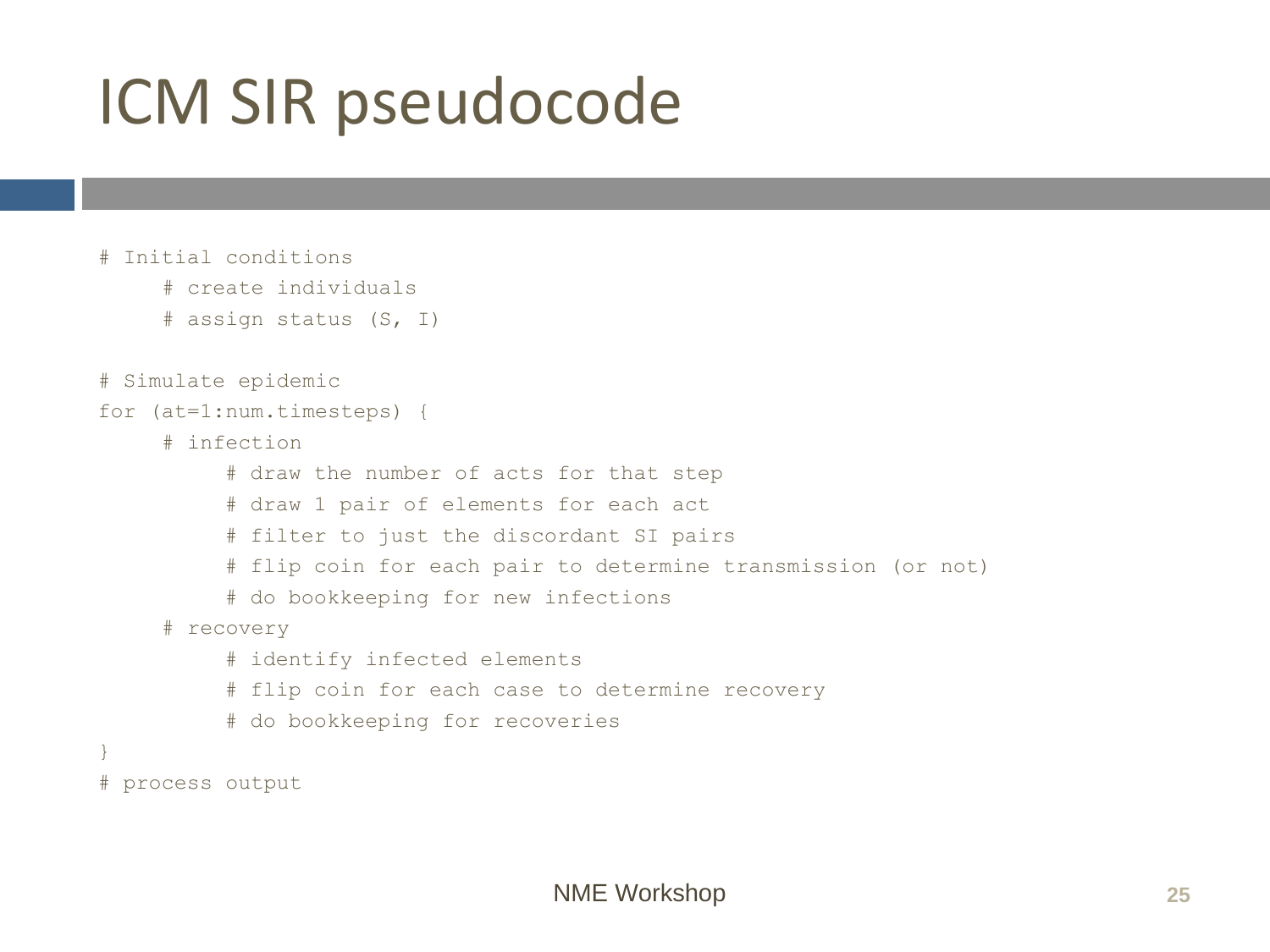# ICM SIR pseudocode

```
# Initial conditions
     # create individuals
     # assign status (S, I)

# Simulate epidemic
for (at=1:num.timesteps) {
     # infection
          # draw the number of acts for that step
          # draw 1 pair of elements for each act
          # filter to just the discordant SI pairs
          # flip coin for each pair to determine transmission (or not)
          # do bookkeeping for new infections
     # recovery
          # identify infected elements
          # flip coin for each case to determine recovery
          # do bookkeeping for recoveries
}
# process output
```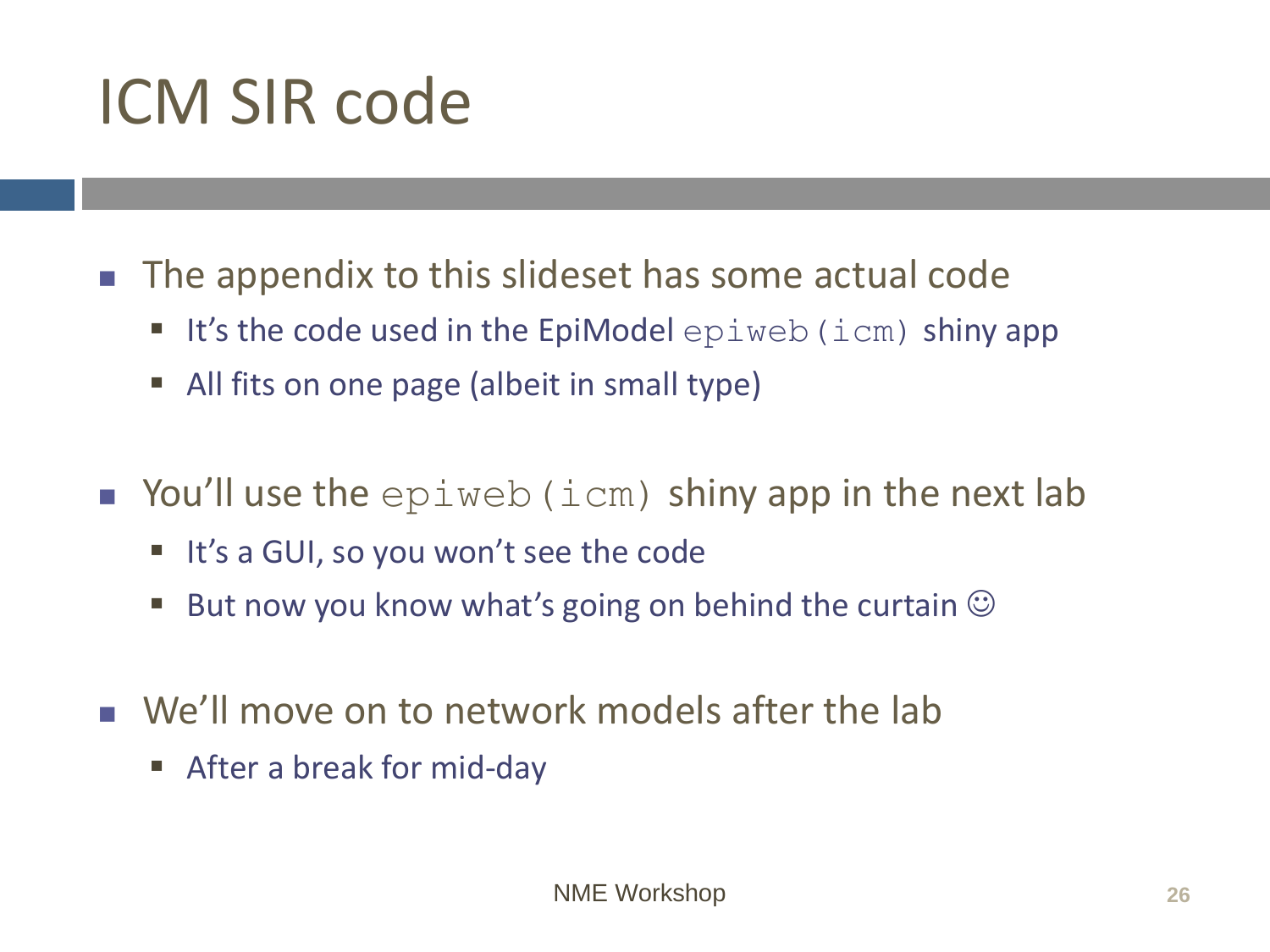# ICM SIR code

- The appendix to this slideset has some actual code
  - It's the code used in the EpiModel `epiweb(icm)` shiny app
  - All fits on one page (albeit in small type)
- You'll use the `epiweb(icm)` shiny app in the next lab
  - It's a GUI, so you won't see the code
  - But now you know what's going on behind the curtain ☺
- We'll move on to network models after the lab
  - After a break for mid-day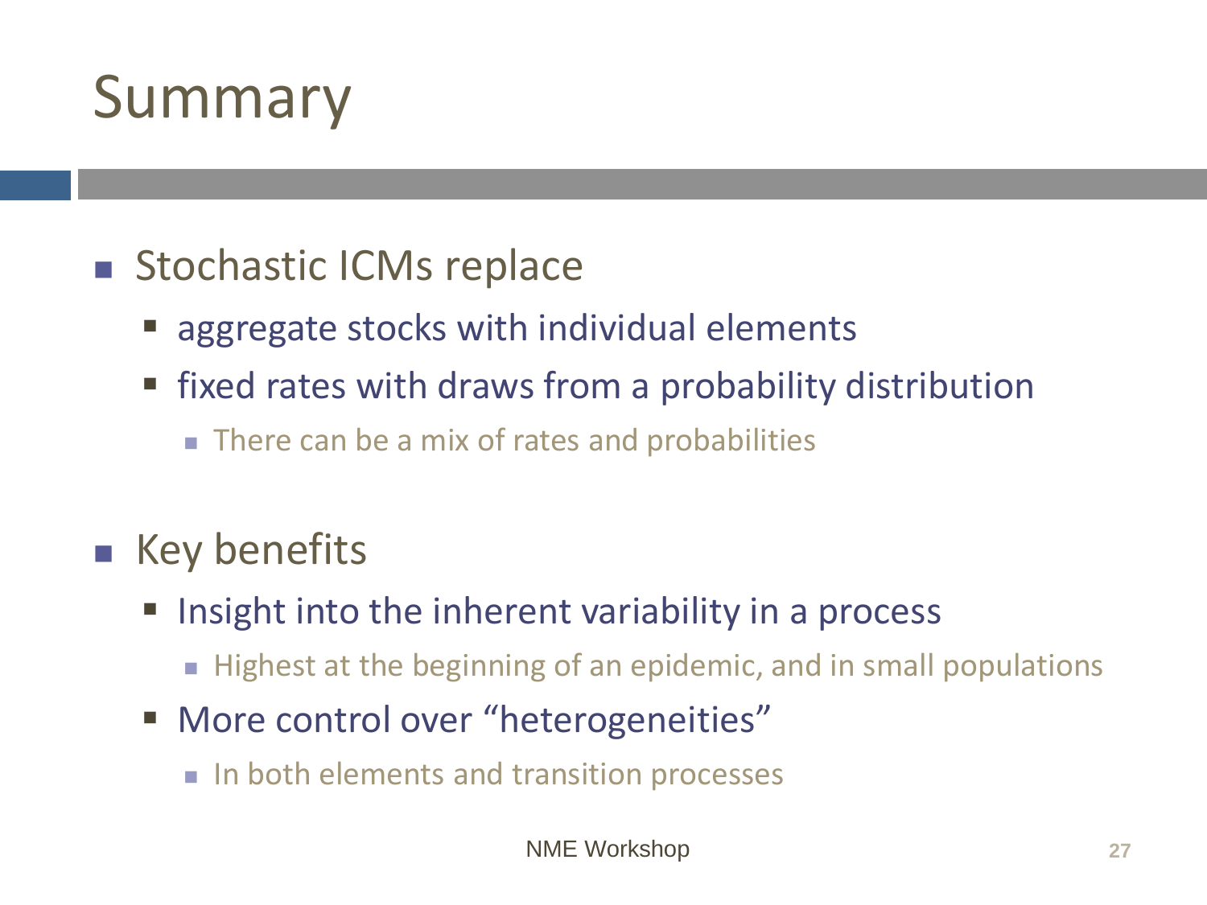# Summary

- Stochastic ICMs replace
  - aggregate stocks with individual elements
  - fixed rates with draws from a probability distribution
    - There can be a mix of rates and probabilities

- Key benefits
  - Insight into the inherent variability in a process
    - Highest at the beginning of an epidemic, and in small populations
  - More control over "heterogeneities"
    - In both elements and transition processes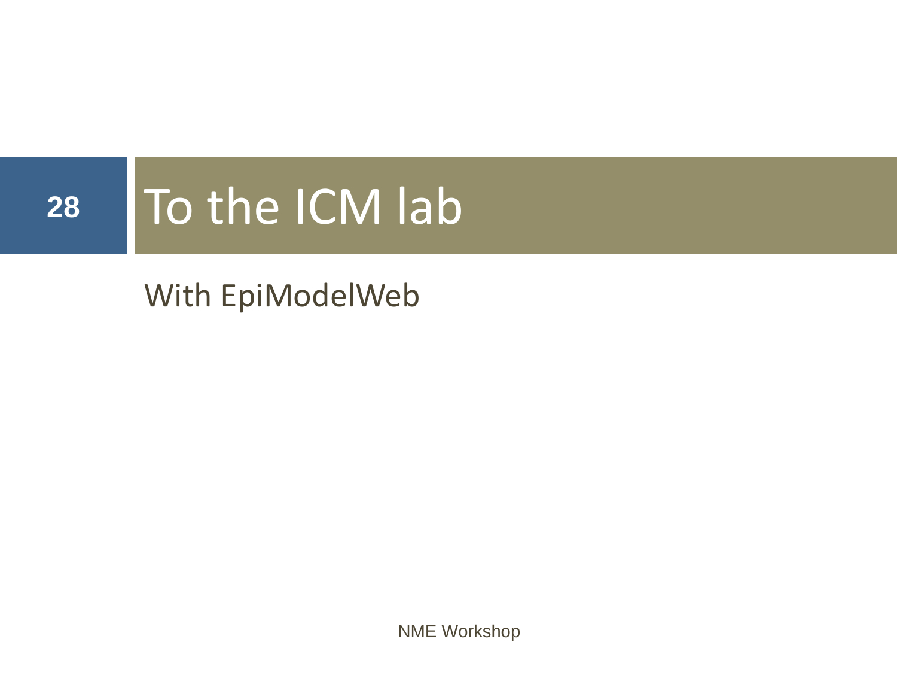# To the ICM lab

With EpiModelWeb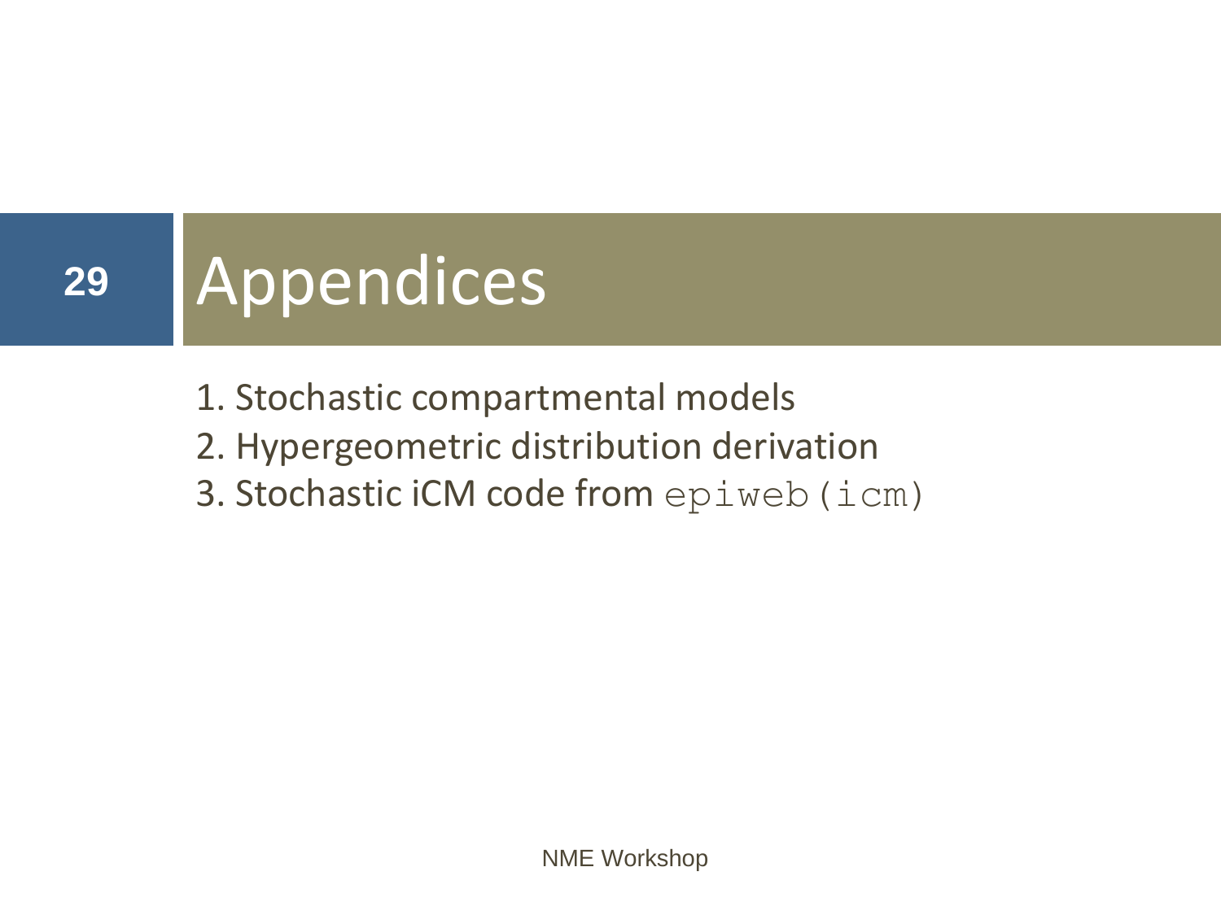# Appendices

1. Stochastic compartmental models
2. Hypergeometric distribution derivation
3. Stochastic iCM code from `epiweb(icm)`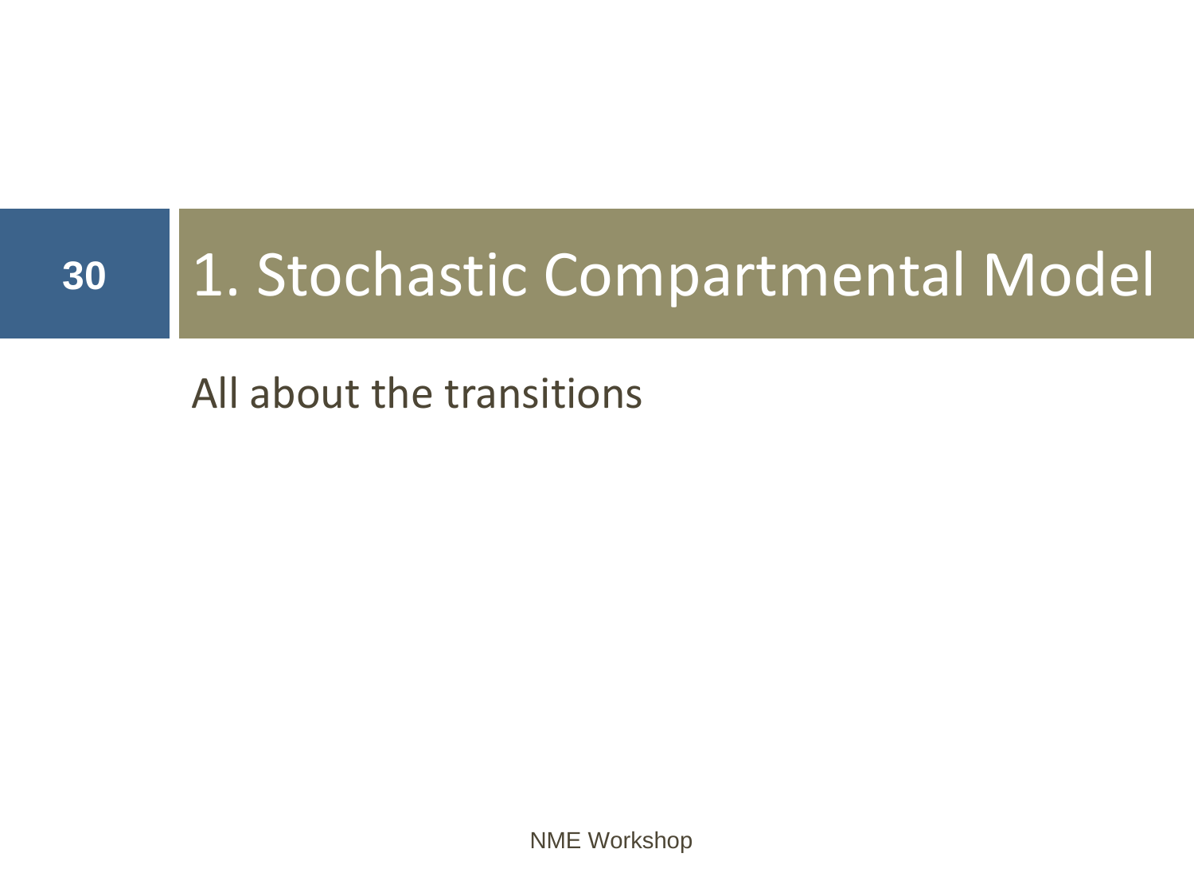# 1. Stochastic Compartmental Model

All about the transitions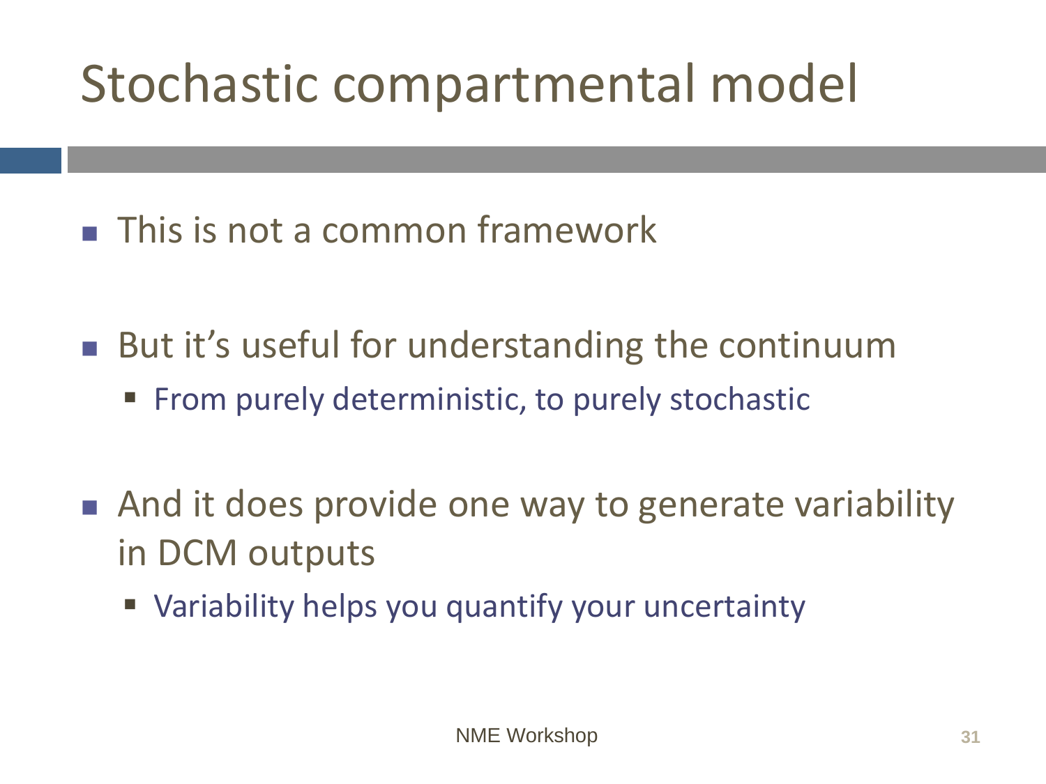# Stochastic compartmental model

- This is not a common framework

- But it's useful for understanding the continuum
  - From purely deterministic, to purely stochastic

- And it does provide one way to generate variability in DCM outputs
  - Variability helps you quantify your uncertainty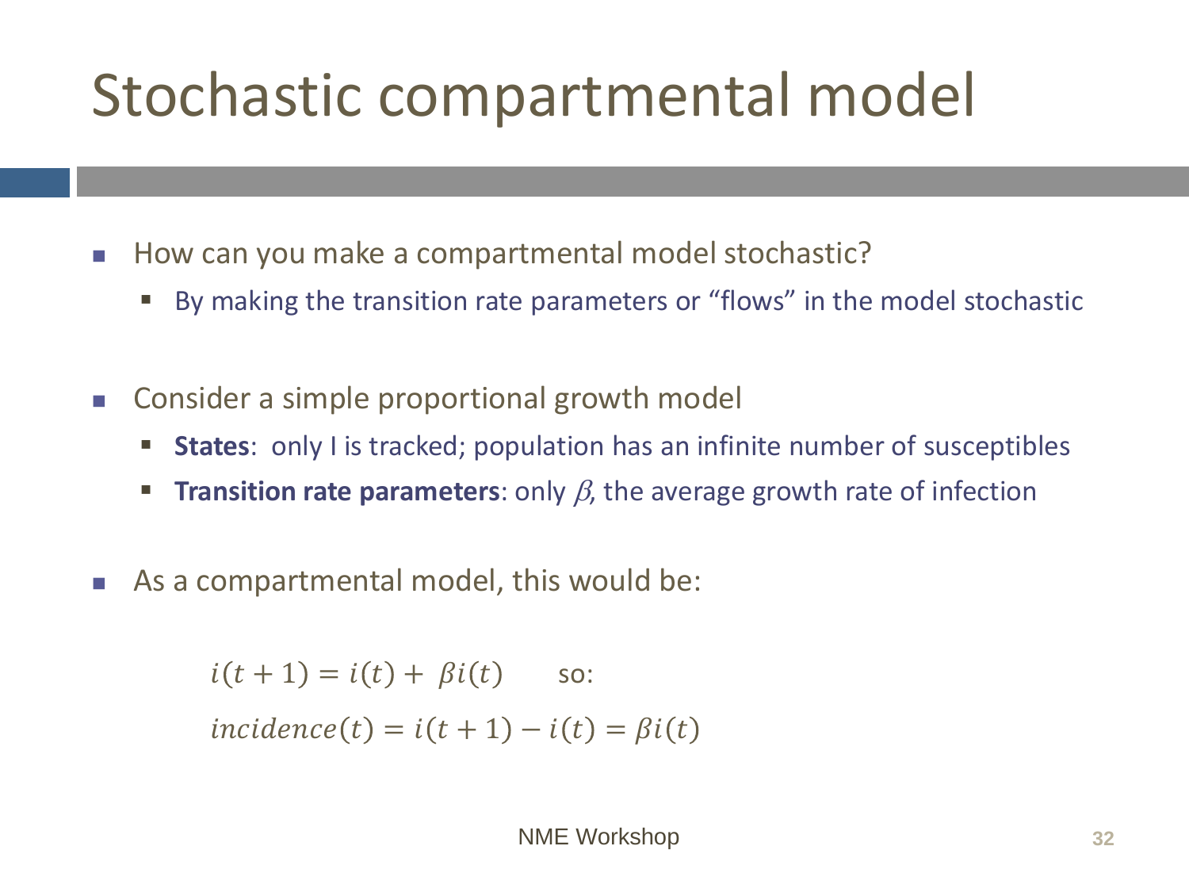# Stochastic compartmental model

- How can you make a compartmental model stochastic?
  - By making the transition rate parameters or "flows" in the model stochastic

- Consider a simple proportional growth model
  - **States**: only I is tracked; population has an infinite number of susceptibles
  - **Transition rate parameters**: only $\beta$, the average growth rate of infection

- As a compartmental model, this would be:

$$i(t+1) = i(t) + \beta i(t) \quad \text{so:}$$

$$incidence(t) = i(t+1) - i(t) = \beta i(t)$$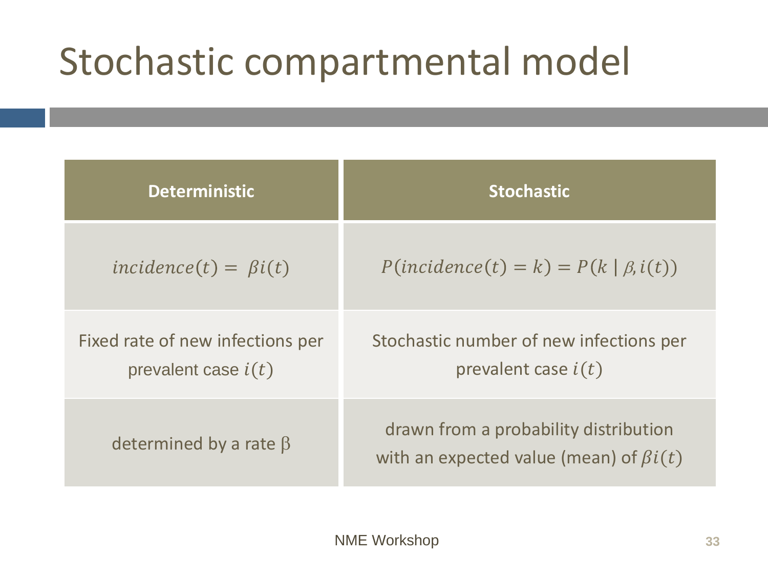# Stochastic compartmental model

| Deterministic | Stochastic |
|---|---|
| $incidence(t) = \beta i(t)$ | $P(incidence(t) = k) = P(k \mid \beta, i(t))$ |
| Fixed rate of new infections per prevalent case $i(t)$ | Stochastic number of new infections per prevalent case $i(t)$ |
| determined by a rate $\beta$ | drawn from a probability distribution with an expected value (mean) of $\beta i(t)$ |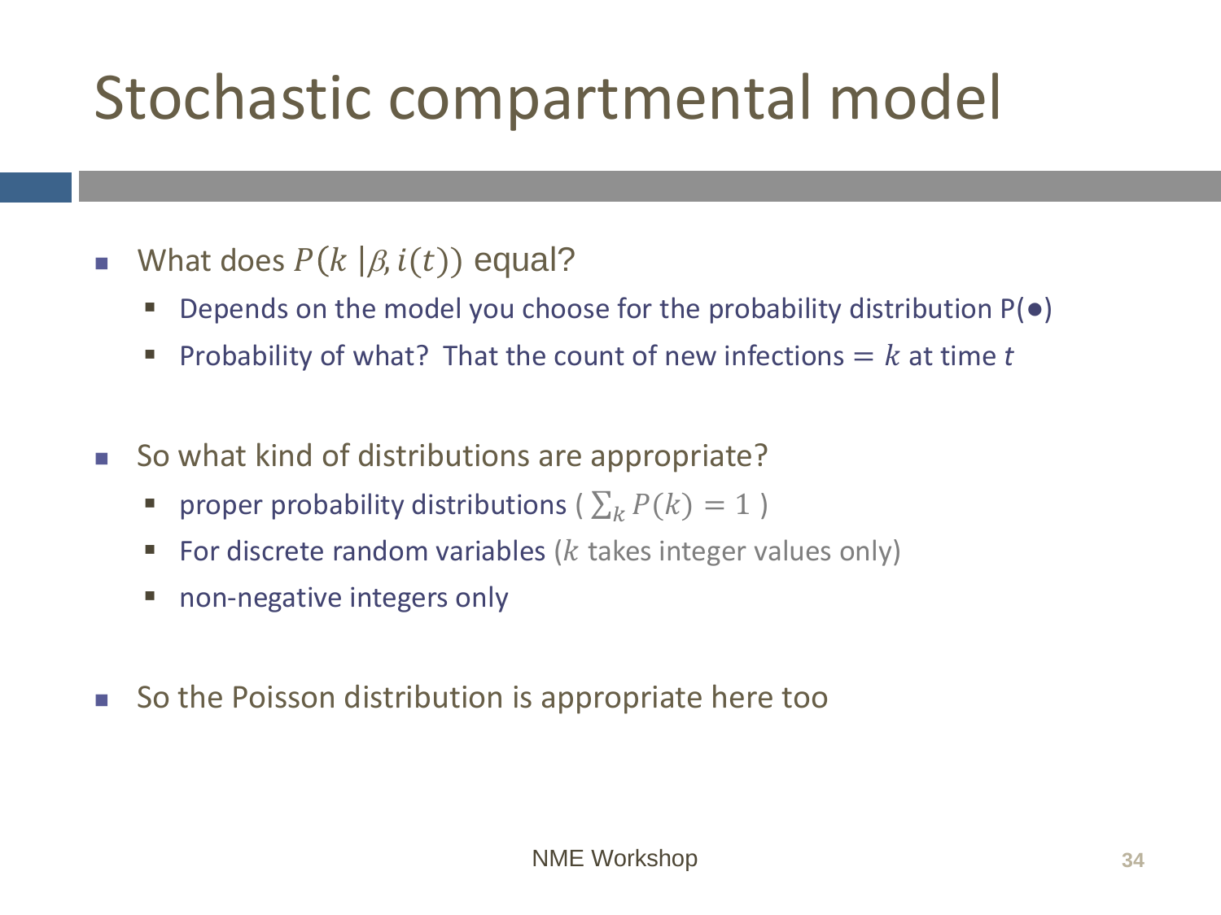# Stochastic compartmental model

- What does $P(k \mid \beta, i(t))$ equal?
  - Depends on the model you choose for the probability distribution P(●)
  - Probability of what? That the count of new infections $= k$ at time $t$

- So what kind of distributions are appropriate?
  - proper probability distributions ( $\sum_k P(k) = 1$ )
  - For discrete random variables ($k$ takes integer values only)
  - non-negative integers only

- So the Poisson distribution is appropriate here too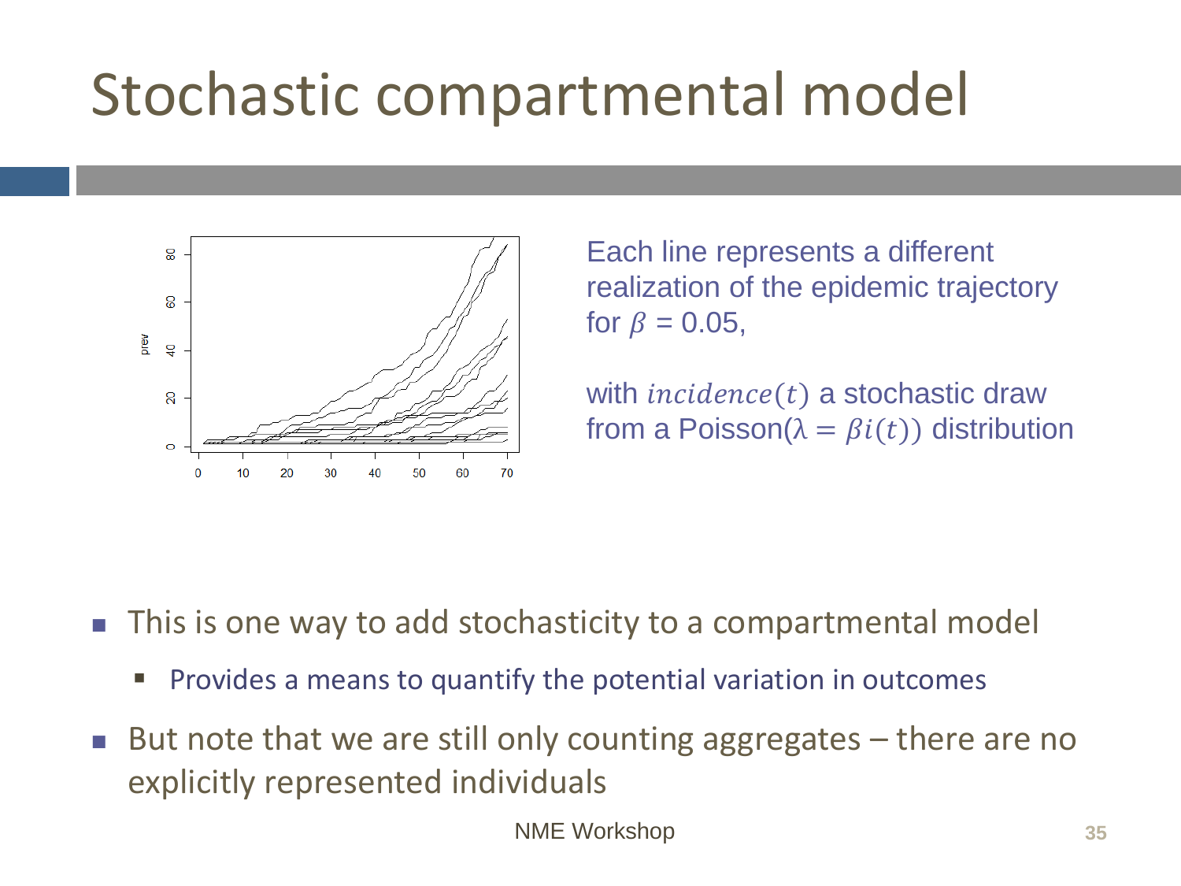# Stochastic compartmental model

Each line represents a different realization of the epidemic trajectory for $\beta = 0.05$,

with $incidence(t)$ a stochastic draw from a Poisson($\lambda = \beta i(t)$) distribution

- This is one way to add stochasticity to a compartmental model
  - Provides a means to quantify the potential variation in outcomes
- But note that we are still only counting aggregates – there are no explicitly represented individuals

NME Workshop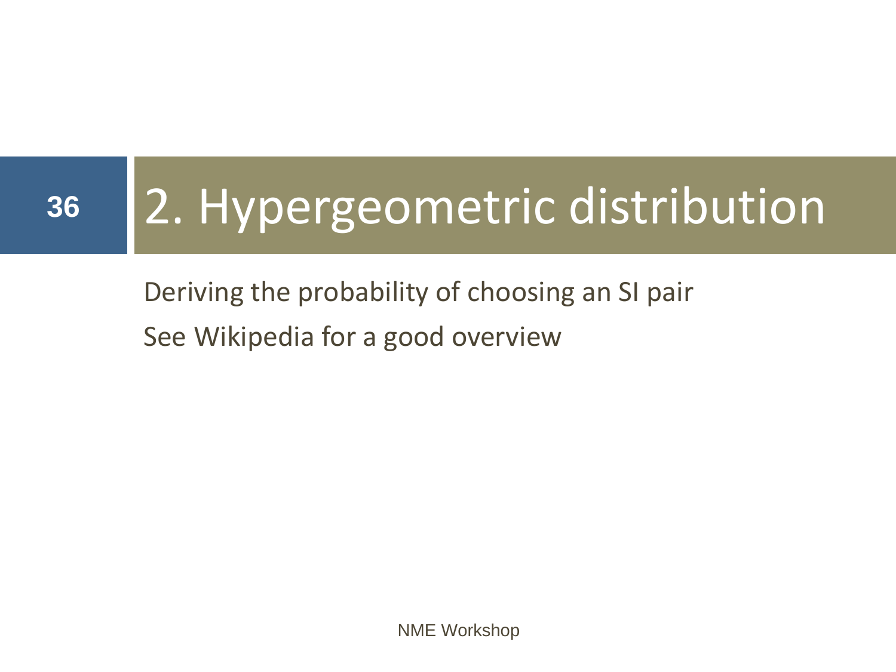# 2. Hypergeometric distribution

Deriving the probability of choosing an SI pair

See Wikipedia for a good overview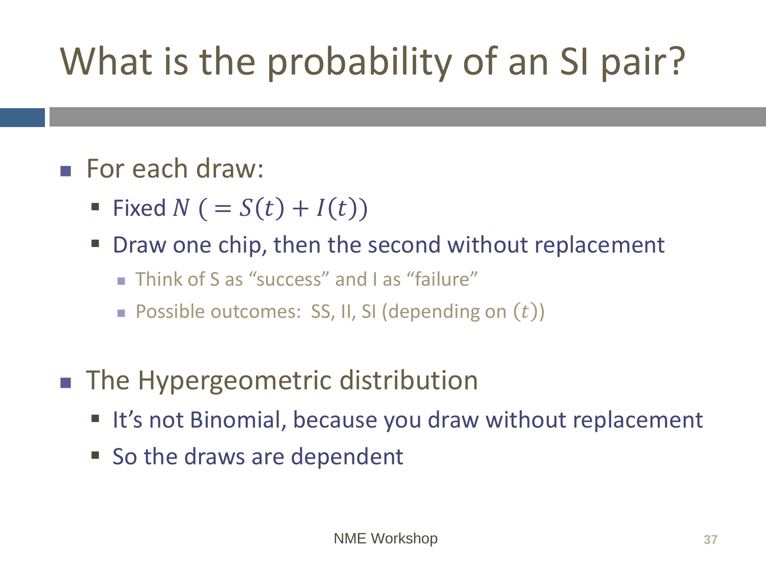# What is the probability of an SI pair?

- For each draw:
  - Fixed $N$ $(= S(t) + I(t))$
  - Draw one chip, then the second without replacement
    - Think of S as “success” and I as “failure”
    - Possible outcomes: SS, II, SI (depending on $(t)$)

- The Hypergeometric distribution
  - It’s not Binomial, because you draw without replacement
  - So the draws are dependent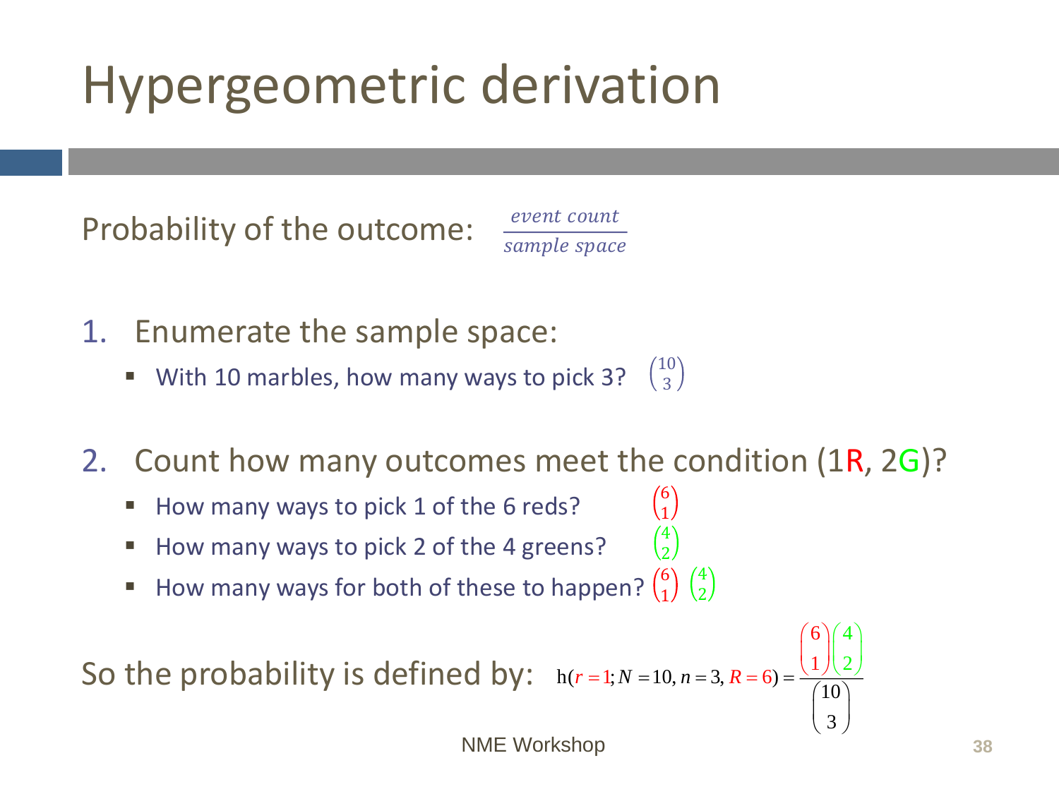# Hypergeometric derivation

Probability of the outcome: $\frac{event\ count}{sample\ space}$

1. Enumerate the sample space:
   - With 10 marbles, how many ways to pick 3? $\binom{10}{3}$

2. Count how many outcomes meet the condition (1R, 2G)?
   - How many ways to pick 1 of the 6 reds? $\binom{6}{1}$
   - How many ways to pick 2 of the 4 greens? $\binom{4}{2}$
   - How many ways for both of these to happen? $\binom{6}{1}\binom{4}{2}$

So the probability is defined by:

$$h(r=1; N=10, n=3, R=6) = \frac{\binom{6}{1}\binom{4}{2}}{\binom{10}{3}}$$

NME Workshop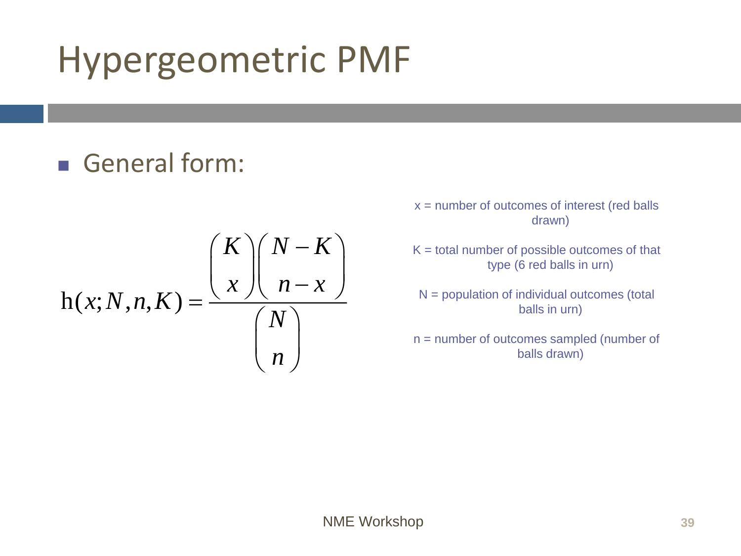# Hypergeometric PMF

- General form:

$$\mathrm{h}(x; N, n, K) = \frac{\binom{K}{x}\binom{N-K}{n-x}}{\binom{N}{n}}$$

x = number of outcomes of interest (red balls drawn)

K = total number of possible outcomes of that type (6 red balls in urn)

N = population of individual outcomes (total balls in urn)

n = number of outcomes sampled (number of balls drawn)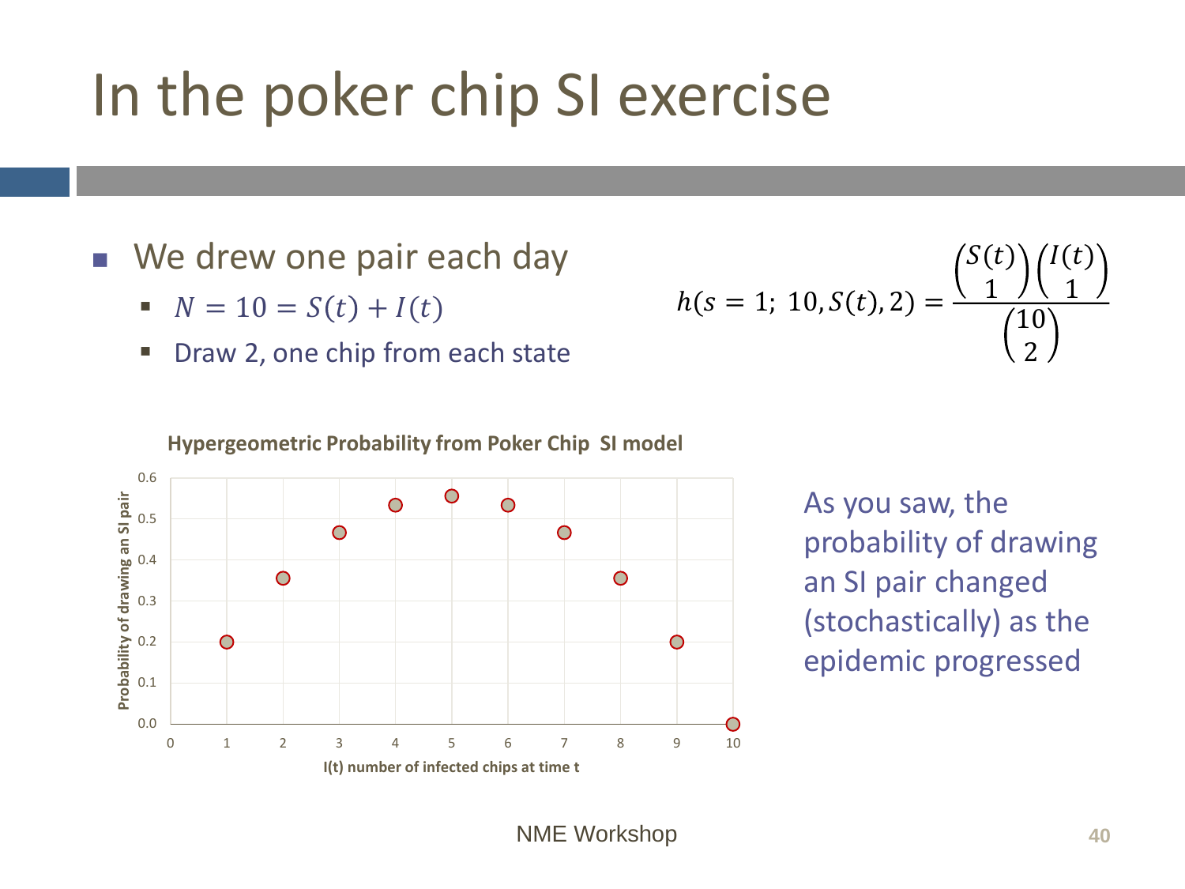# In the poker chip SI exercise

- We drew one pair each day
  - $N = 10 = S(t) + I(t)$
  - Draw 2, one chip from each state

$$h(s = 1;\ 10, S(t), 2) = \frac{\binom{S(t)}{1}\binom{I(t)}{1}}{\binom{10}{2}}$$

**Hypergeometric Probability from Poker Chip SI model**

| I(t) number of infected chips at time t | Probability of drawing an SI pair |
| --- | --- |
| 1 | 0.2 |
| 2 | 0.36 |
| 3 | 0.47 |
| 4 | 0.53 |
| 5 | 0.56 |
| 6 | 0.53 |
| 7 | 0.47 |
| 8 | 0.36 |
| 9 | 0.2 |
| 10 | 0.0 |

As you saw, the probability of drawing an SI pair changed (stochastically) as the epidemic progressed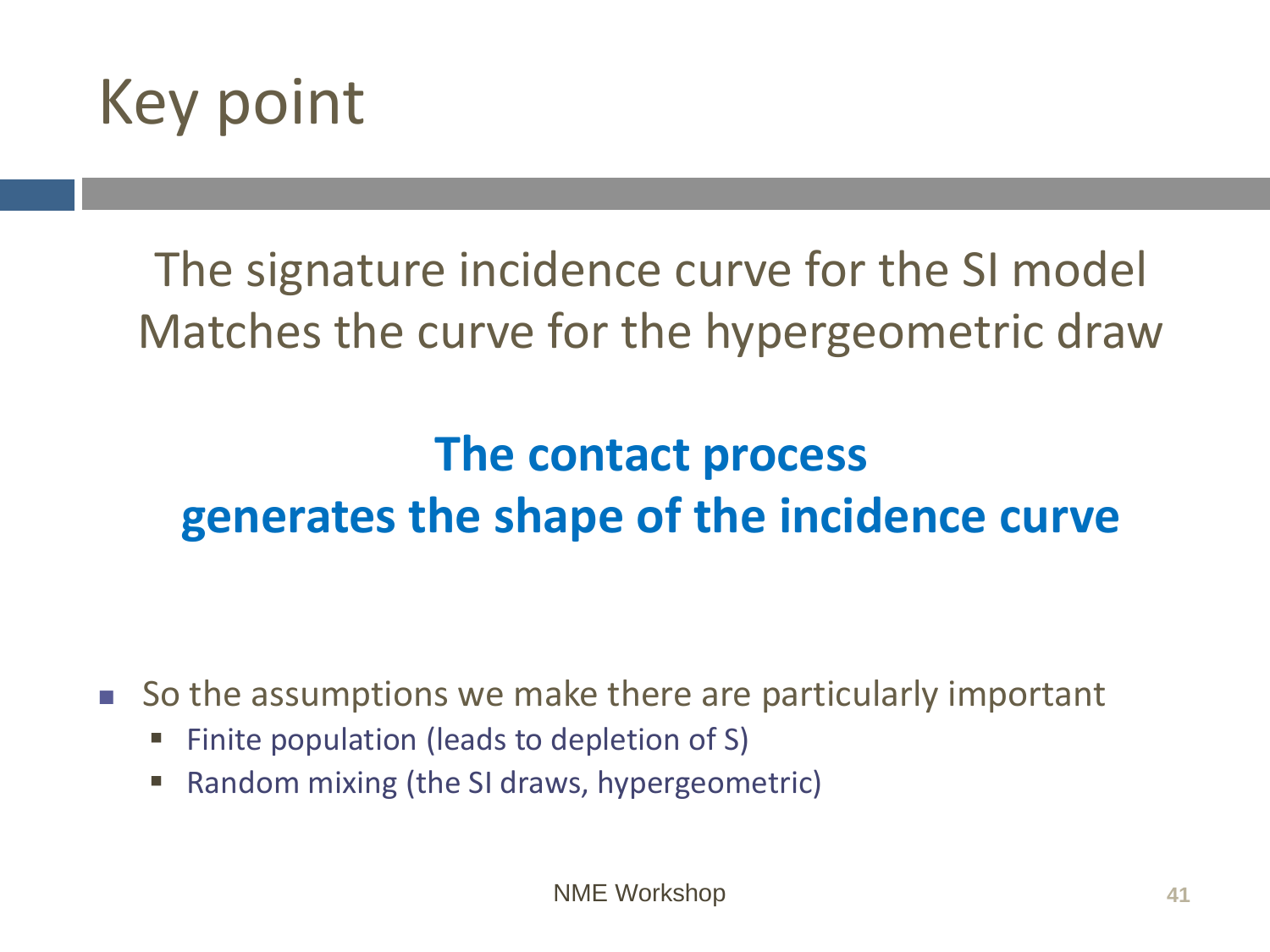# Key point

The signature incidence curve for the SI model
Matches the curve for the hypergeometric draw

**The contact process**
**generates the shape of the incidence curve**

- So the assumptions we make there are particularly important
  - Finite population (leads to depletion of S)
  - Random mixing (the SI draws, hypergeometric)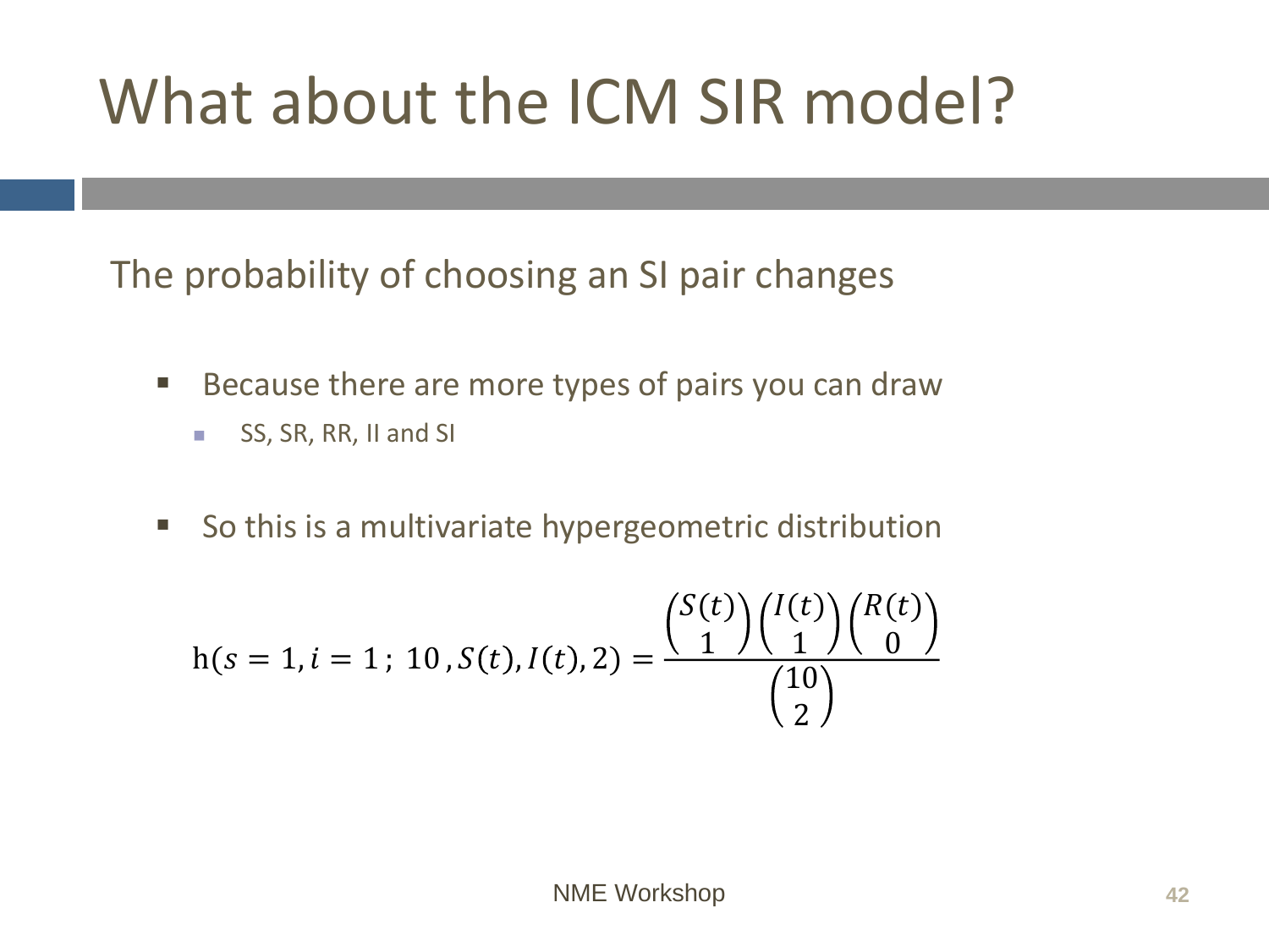# What about the ICM SIR model?

The probability of choosing an SI pair changes

- Because there are more types of pairs you can draw
  - SS, SR, RR, II and SI

- So this is a multivariate hypergeometric distribution

$$\mathrm{h}(s=1, i=1\,;\ 10\,, S(t), I(t), 2) = \frac{\binom{S(t)}{1}\binom{I(t)}{1}\binom{R(t)}{0}}{\binom{10}{2}}$$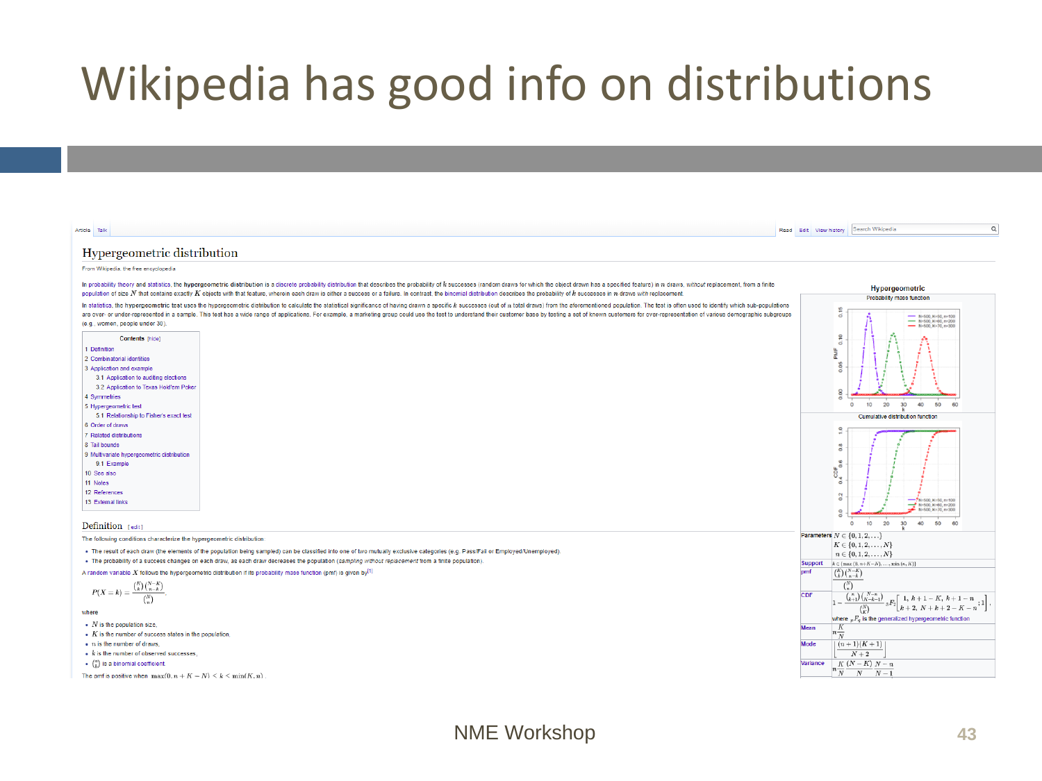# Wikipedia has good info on distributions

## Hypergeometric distribution

From Wikipedia, the free encyclopedia

In probability theory and statistics, the **hypergeometric distribution** is a discrete probability distribution that describes the probability of $k$ successes (random draws for which the object drawn has a specified feature) in $n$ draws, *without* replacement, from a finite population of size $N$ that contains exactly $K$ objects with that feature, wherein each draw is either a success or a failure. In contrast, the binomial distribution describes the probability of $k$ successes in $n$ draws *with* replacement.

In statistics, the hypergeometric test uses the hypergeometric distribution to calculate the statistical significance of having drawn a specific $k$ successes (out of $n$ total draws) from the aforementioned population. The test is often used to identify which sub-populations are over- or under-represented in a sample. This test has a wide range of applications. For example, a marketing group could use the test to understand their customer base by testing a set of known customers for over-representation of various demographic subgroups (e.g., women, people under 30).

**Contents** [hide]

1 Definition
2 Combinatorial identities
3 Application and example
  3.1 Application to auditing elections
  3.2 Application to Texas Hold'em Poker
4 Symmetries
5 Hypergeometric test
  5.1 Relationship to Fisher's exact test
6 Order of draws
7 Related distributions
8 Tail bounds
9 Multivariate hypergeometric distribution
  9.1 Example
10 See also
11 Notes
12 References
13 External links

### Definition

The following conditions characterize the hypergeometric distribution:

- The result of each draw (the elements of the population being sampled) can be classified into one of two mutually exclusive categories (e.g. Pass/Fail or Employed/Unemployed).
- The probability of a success changes on each draw, as each draw decreases the population (*sampling without replacement* from a finite population).

A random variable $X$ follows the hypergeometric distribution if its probability mass function (pmf) is given by[1]

$$P(X=k) = \frac{\binom{K}{k}\binom{N-K}{n-k}}{\binom{N}{n}},$$

where

- $N$ is the population size,
- $K$ is the number of success states in the population,
- $n$ is the number of draws,
- $k$ is the number of observed successes,
- $\binom{a}{b}$ is a binomial coefficient.

The pmf is positive when $\max(0, n+K-N) \le k \le \min(K, n)$.

**Hypergeometric**

Probability mass function

Cumulative distribution function

(Plot legends: N=500, K=50, n=100; N=500, K=60, n=200; N=500, K=70, n=300)

| | |
|---|---|
| Parameters | $N \in \{0,1,2,\dots\}$ <br> $K \in \{0,1,2,\dots,N\}$ <br> $n \in \{0,1,2,\dots,N\}$ |
| Support | $k \in \{\max(0, n+K-N), \dots, \min(n, K)\}$ |
| pmf | $\frac{\binom{K}{k}\binom{N-K}{n-k}}{\binom{N}{n}}$ |
| CDF | $1 - \frac{\binom{n}{k+1}\binom{N-n}{K-k-1}}{\binom{N}{K}}\, {}_3F_2\left[\begin{matrix}1,\ k+1-K,\ k+1-n \\ k+2,\ N+k+2-K-n\end{matrix};1\right]$, where ${}_pF_q$ is the generalized hypergeometric function |
| Mean | $n\frac{K}{N}$ |
| Mode | $\left\lfloor \frac{(n+1)(K+1)}{N+2} \right\rfloor$ |
| Variance | $n\frac{K}{N}\frac{(N-K)}{N}\frac{N-n}{N-1}$ |

NME Workshop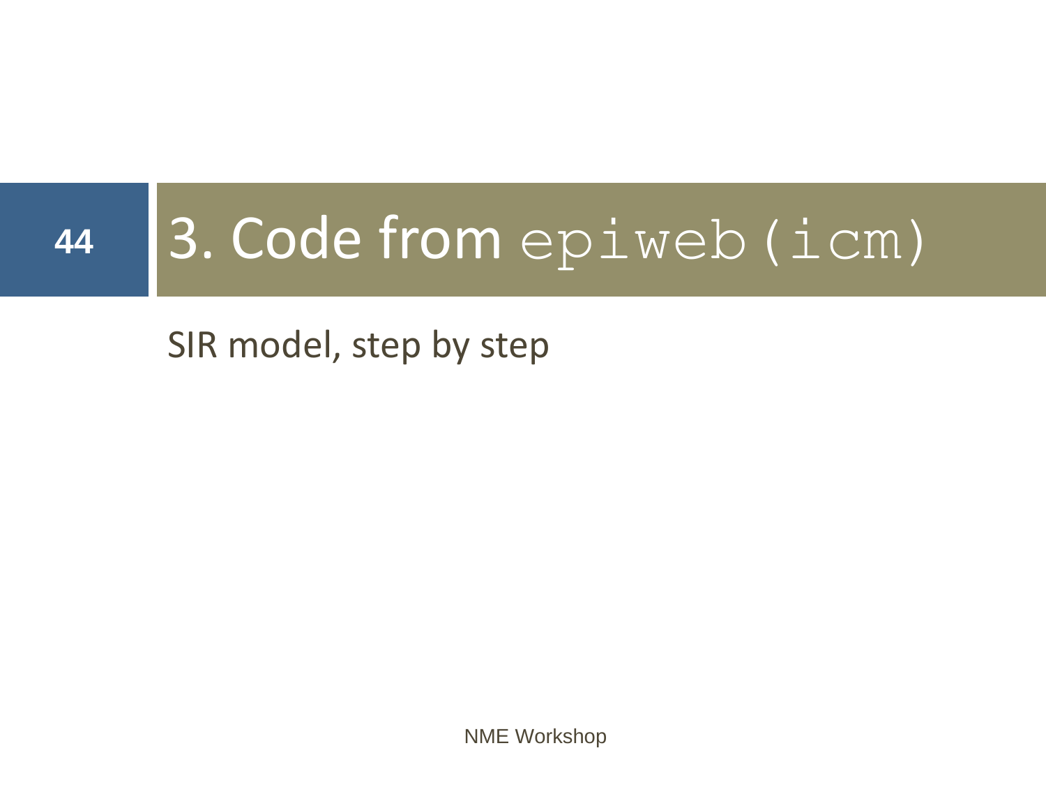# 3. Code from `epiweb(icm)`

SIR model, step by step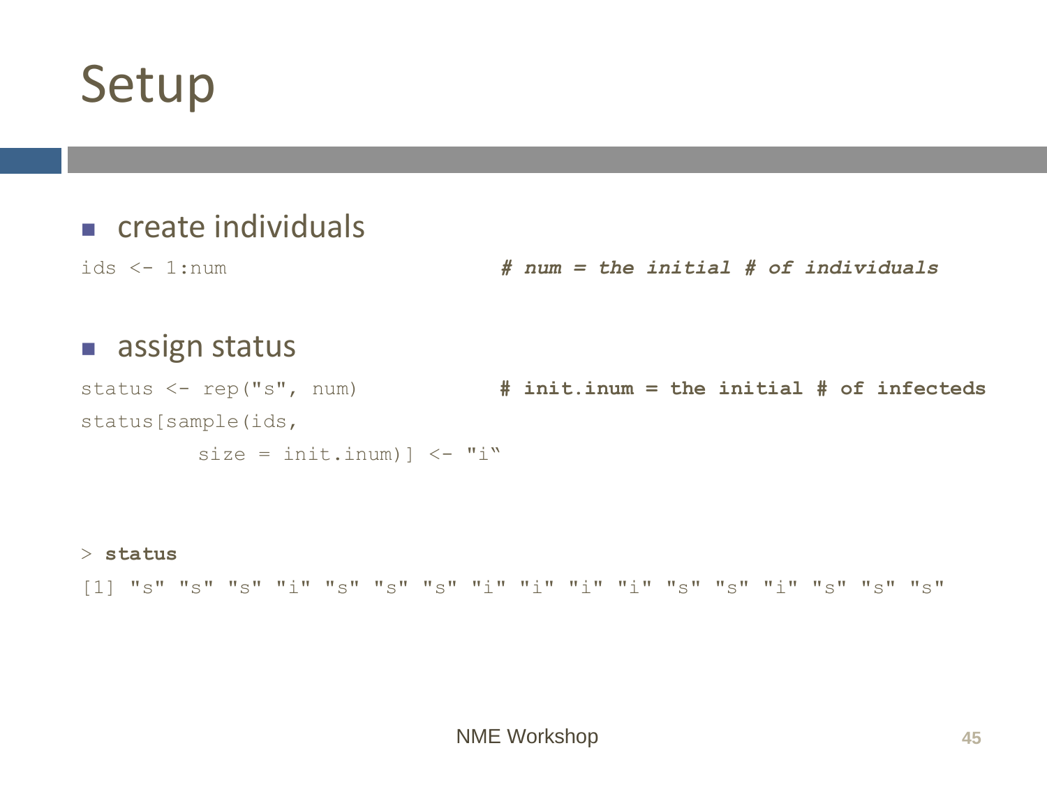# Setup

- create individuals

```
ids <- 1:num                          # num = the initial # of individuals
```

- assign status

```
status <- rep("s", num)               # init.inum = the initial # of infecteds
status[sample(ids,
         size = init.inum)] <- "i"
```

```
> status
[1] "s" "s" "s" "i" "s" "s" "s" "i" "i" "i" "i" "s" "s" "i" "s" "s" "s"
```

NME Workshop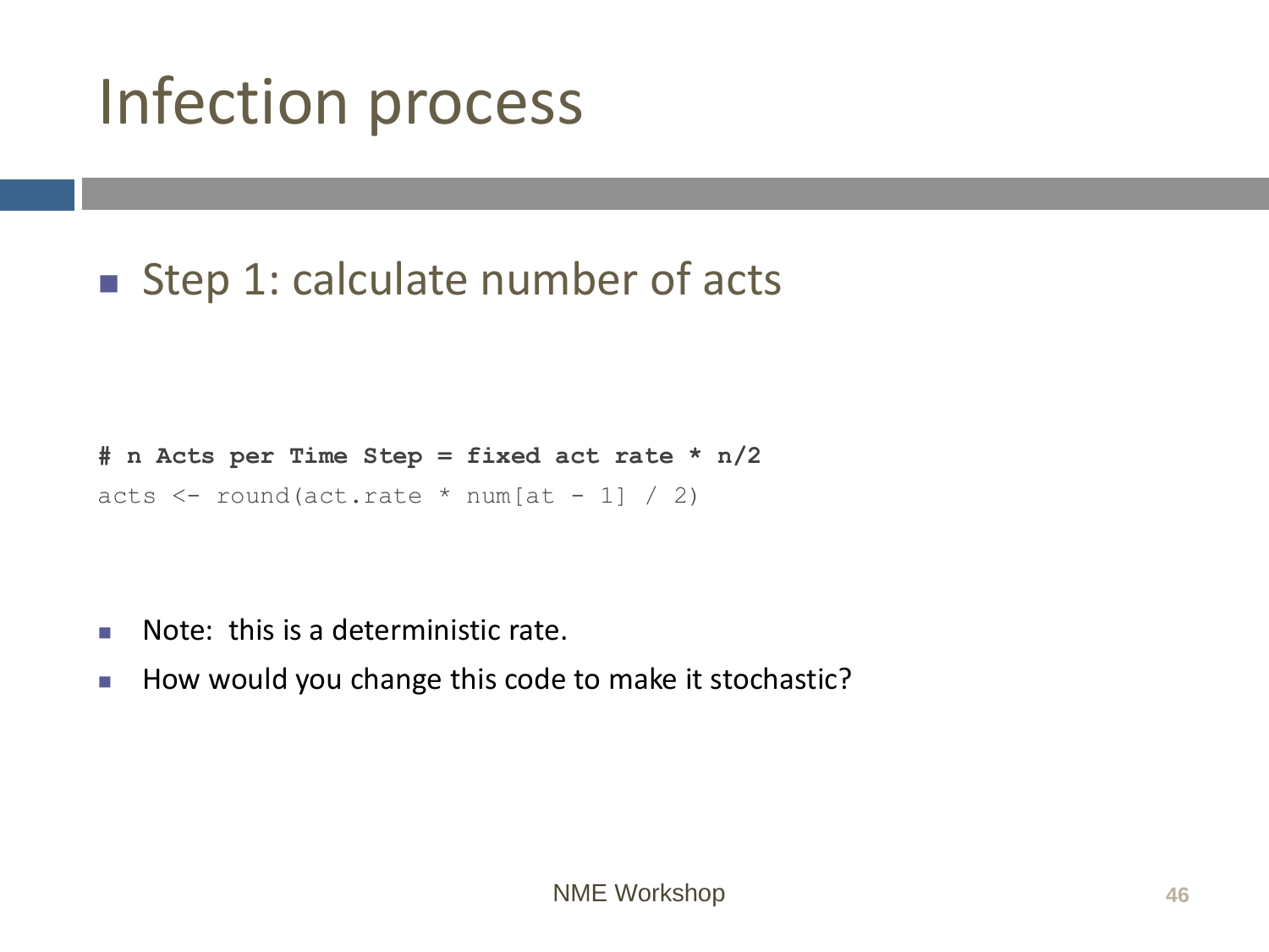# Infection process

- Step 1: calculate number of acts

```
# n Acts per Time Step = fixed act rate * n/2
acts <- round(act.rate * num[at - 1] / 2)
```

- Note: this is a deterministic rate.
- How would you change this code to make it stochastic?

NME Workshop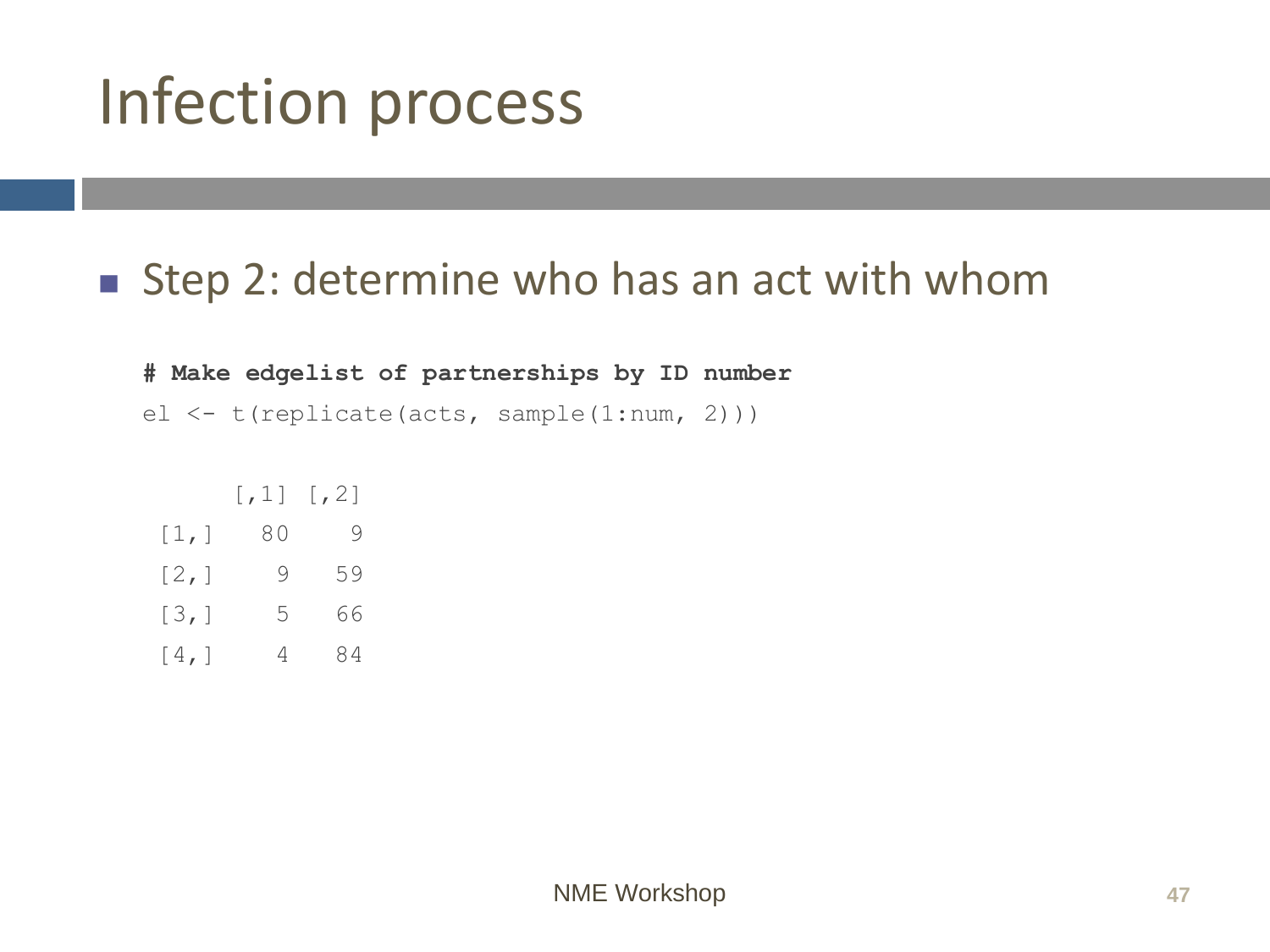# Infection process

- Step 2: determine who has an act with whom

```
# Make edgelist of partnerships by ID number
el <- t(replicate(acts, sample(1:num, 2)))

     [,1] [,2]
[1,]   80    9
[2,]    9   59
[3,]    5   66
[4,]    4   84
```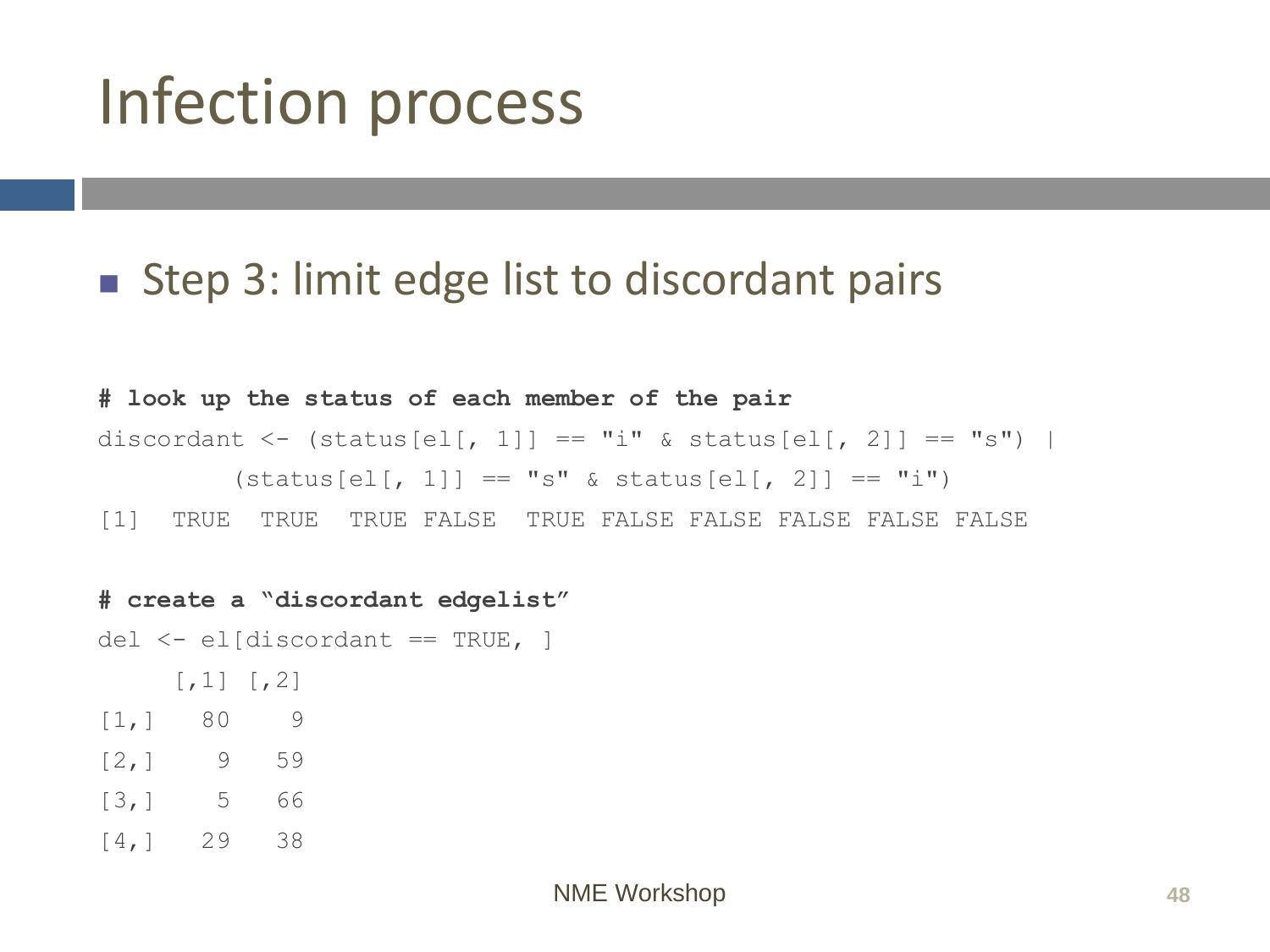# Infection process

- Step 3: limit edge list to discordant pairs

```
# look up the status of each member of the pair
discordant <- (status[el[, 1]] == "i" & status[el[, 2]] == "s") |
        (status[el[, 1]] == "s" & status[el[, 2]] == "i")
[1]  TRUE  TRUE  TRUE FALSE  TRUE FALSE FALSE FALSE FALSE FALSE

# create a "discordant edgelist"
del <- el[discordant == TRUE, ]
     [,1] [,2]
[1,]   80    9
[2,]    9   59
[3,]    5   66
[4,]   29   38
```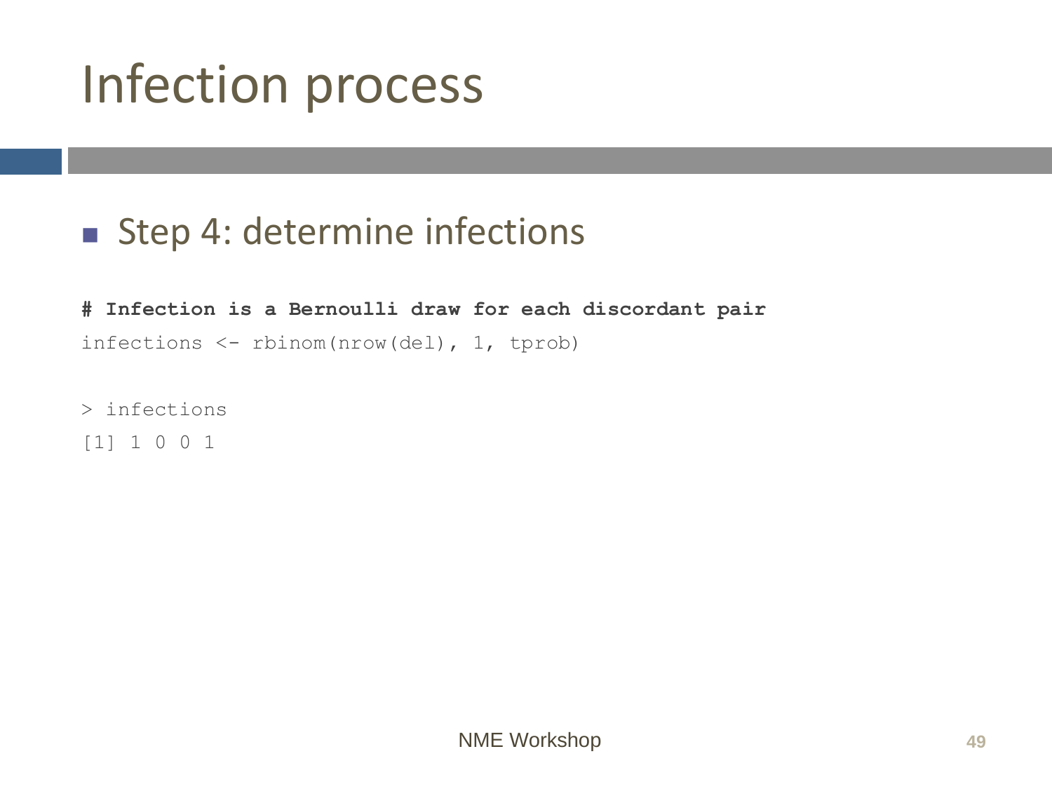# Infection process

- Step 4: determine infections

```
# Infection is a Bernoulli draw for each discordant pair
infections <- rbinom(nrow(del), 1, tprob)

> infections
[1] 1 0 0 1
```

NME Workshop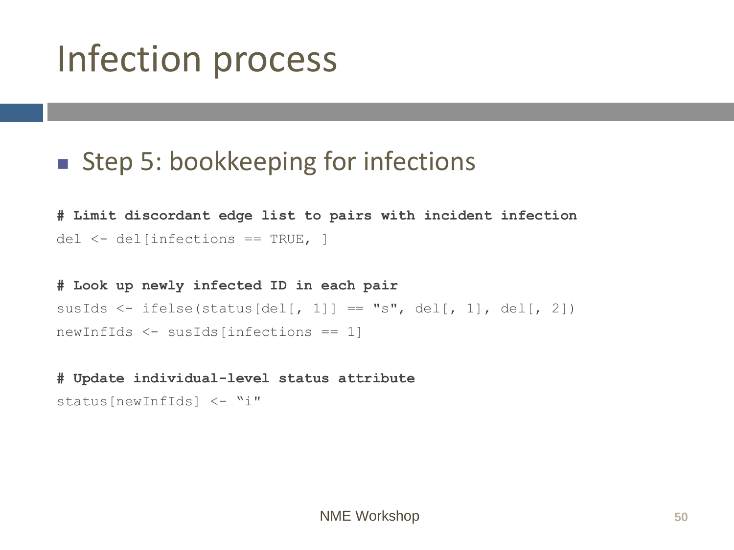# Infection process

- Step 5: bookkeeping for infections

```
# Limit discordant edge list to pairs with incident infection
del <- del[infections == TRUE, ]

# Look up newly infected ID in each pair
susIds <- ifelse(status[del[, 1]] == "s", del[, 1], del[, 2])
newInfIds <- susIds[infections == 1]

# Update individual-level status attribute
status[newInfIds] <- "i"
```

NME Workshop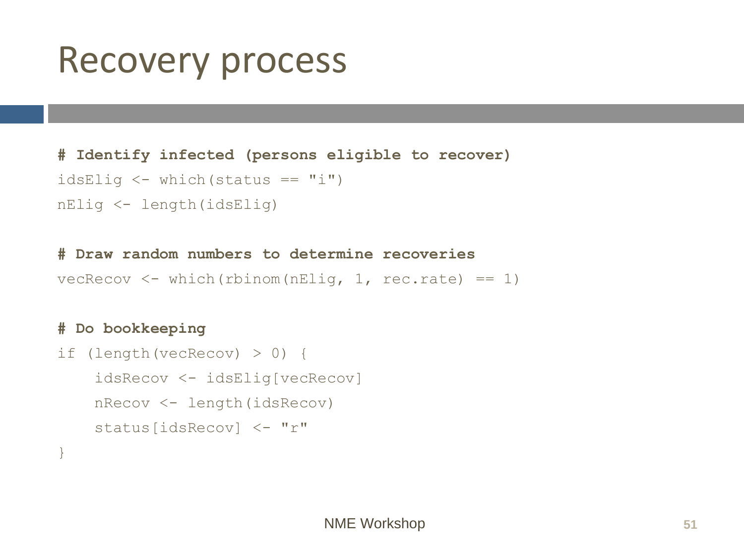# Recovery process

```
# Identify infected (persons eligible to recover)
idsElig <- which(status == "i")
nElig <- length(idsElig)

# Draw random numbers to determine recoveries
vecRecov <- which(rbinom(nElig, 1, rec.rate) == 1)

# Do bookkeeping
if (length(vecRecov) > 0) {
    idsRecov <- idsElig[vecRecov]
    nRecov <- length(idsRecov)
    status[idsRecov] <- "r"
}
```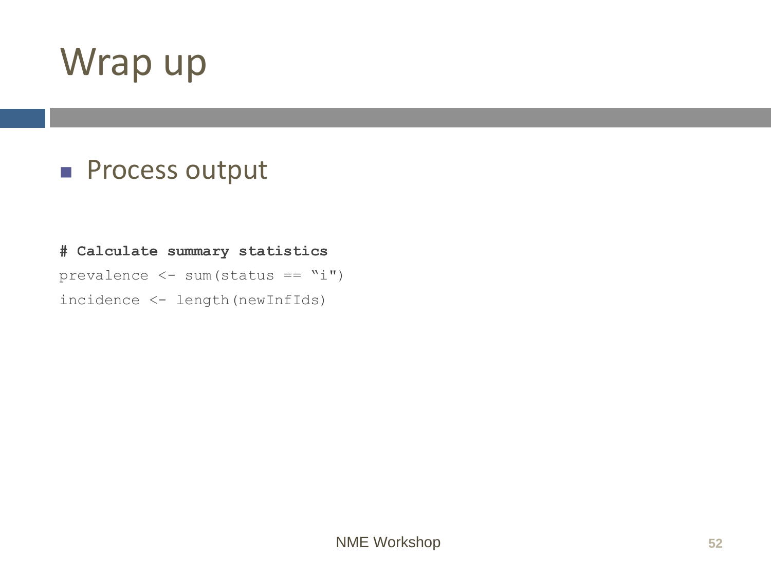# Wrap up

- Process output

```
# Calculate summary statistics
prevalence <- sum(status == “i")
incidence <- length(newInfIds)
```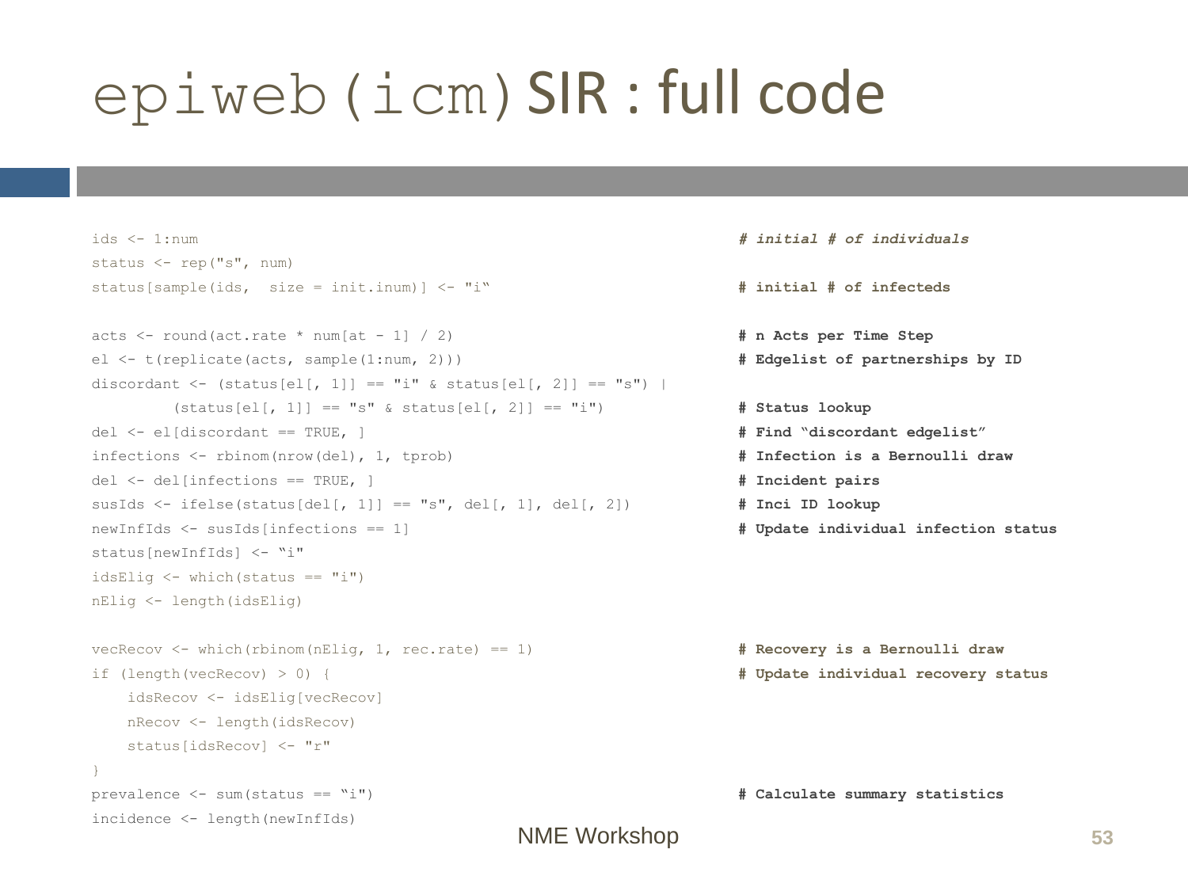# epiweb(icm) SIR : full code

```
ids <- 1:num                                                              # initial # of individuals
status <- rep("s", num)
status[sample(ids,  size = init.inum)] <- "i"                             # initial # of infecteds

acts <- round(act.rate * num[at - 1] / 2)                                 # n Acts per Time Step
el <- t(replicate(acts, sample(1:num, 2)))                                # Edgelist of partnerships by ID
discordant <- (status[el[, 1]] == "i" & status[el[, 2]] == "s") |
         (status[el[, 1]] == "s" & status[el[, 2]] == "i")                # Status lookup
del <- el[discordant == TRUE, ]                                           # Find "discordant edgelist"
infections <- rbinom(nrow(del), 1, tprob)                                 # Infection is a Bernoulli draw
del <- del[infections == TRUE, ]                                          # Incident pairs
susIds <- ifelse(status[del[, 1]] == "s", del[, 1], del[, 2])             # Inci ID lookup
newInfIds <- susIds[infections == 1]                                      # Update individual infection status
status[newInfIds] <- "i"
idsElig <- which(status == "i")
nElig <- length(idsElig)

vecRecov <- which(rbinom(nElig, 1, rec.rate) == 1)                        # Recovery is a Bernoulli draw
if (length(vecRecov) > 0) {                                               # Update individual recovery status
    idsRecov <- idsElig[vecRecov]
    nRecov <- length(idsRecov)
    status[idsRecov] <- "r"
}
prevalence <- sum(status == "i")                                          # Calculate summary statistics
incidence <- length(newInfIds)
```

NME Workshop